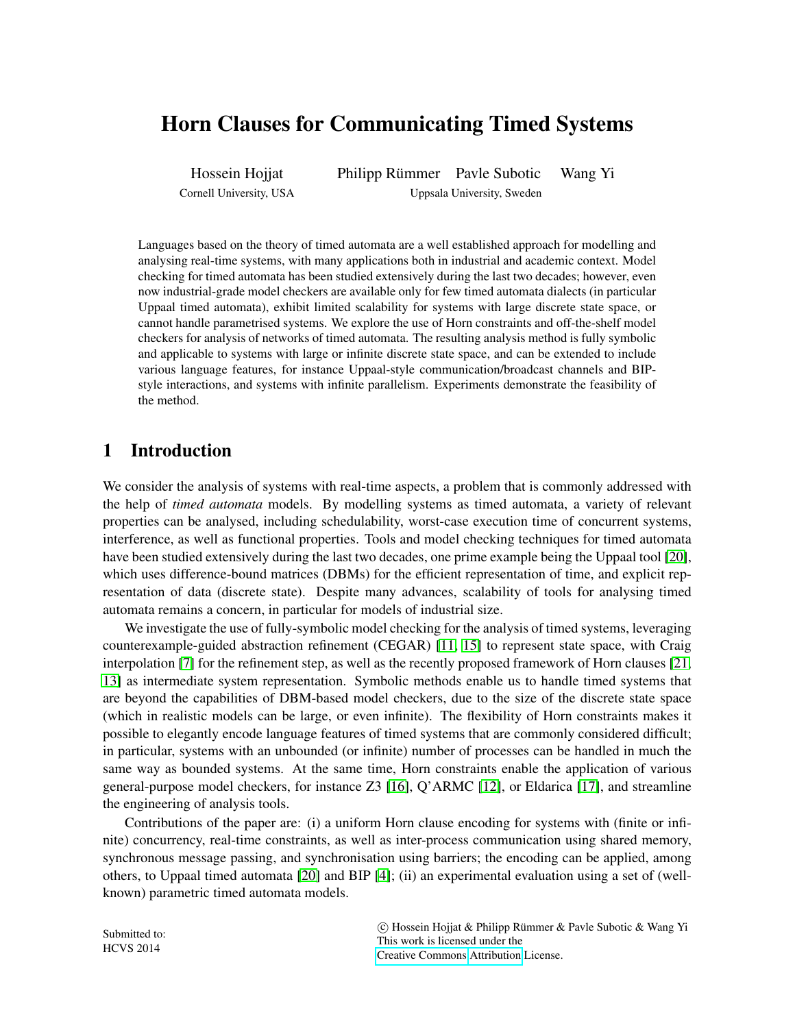# Horn Clauses for Communicating Timed Systems

Hossein Hojjat — Cornell University, USA

Philipp Rümmer, Pavle Subotic, Wang Yi — Uppsala University, Sweden

Languages based on the theory of timed automata are a well established approach for modelling and analysing real-time systems, with many applications both in industrial and academic context. Model checking for timed automata has been studied extensively during the last two decades; however, even now industrial-grade model checkers are available only for few timed automata dialects (in particular Uppaal timed automata), exhibit limited scalability for systems with large discrete state space, or cannot handle parametrised systems. We explore the use of Horn constraints and off-the-shelf model checkers for analysis of networks of timed automata. The resulting analysis method is fully symbolic and applicable to systems with large or infinite discrete state space, and can be extended to include various language features, for instance Uppaal-style communication/broadcast channels and BIP-style interactions, and systems with infinite parallelism. Experiments demonstrate the feasibility of the method.

## 1 Introduction

We consider the analysis of systems with real-time aspects, a problem that is commonly addressed with the help of *timed automata* models. By modelling systems as timed automata, a variety of relevant properties can be analysed, including schedulability, worst-case execution time of concurrent systems, interference, as well as functional properties. Tools and model checking techniques for timed automata have been studied extensively during the last two decades, one prime example being the Uppaal tool [20], which uses difference-bound matrices (DBMs) for the efficient representation of time, and explicit representation of data (discrete state). Despite many advances, scalability of tools for analysing timed automata remains a concern, in particular for models of industrial size.

We investigate the use of fully-symbolic model checking for the analysis of timed systems, leveraging counterexample-guided abstraction refinement (CEGAR) [11, 15] to represent state space, with Craig interpolation [7] for the refinement step, as well as the recently proposed framework of Horn clauses [21, 13] as intermediate system representation. Symbolic methods enable us to handle timed systems that are beyond the capabilities of DBM-based model checkers, due to the size of the discrete state space (which in realistic models can be large, or even infinite). The flexibility of Horn constraints makes it possible to elegantly encode language features of timed systems that are commonly considered difficult; in particular, systems with an unbounded (or infinite) number of processes can be handled in much the same way as bounded systems. At the same time, Horn constraints enable the application of various general-purpose model checkers, for instance Z3 [16], Q'ARMC [12], or Eldarica [17], and streamline the engineering of analysis tools.

Contributions of the paper are: (i) a uniform Horn clause encoding for systems with (finite or infinite) concurrency, real-time constraints, as well as inter-process communication using shared memory, synchronous message passing, and synchronisation using barriers; the encoding can be applied, among others, to Uppaal timed automata [20] and BIP [4]; (ii) an experimental evaluation using a set of (well-known) parametric timed automata models.

Submitted to:
HCVS 2014

© Hossein Hojjat & Philipp Rümmer & Pavle Subotic & Wang Yi
This work is licensed under the
Creative Commons Attribution License.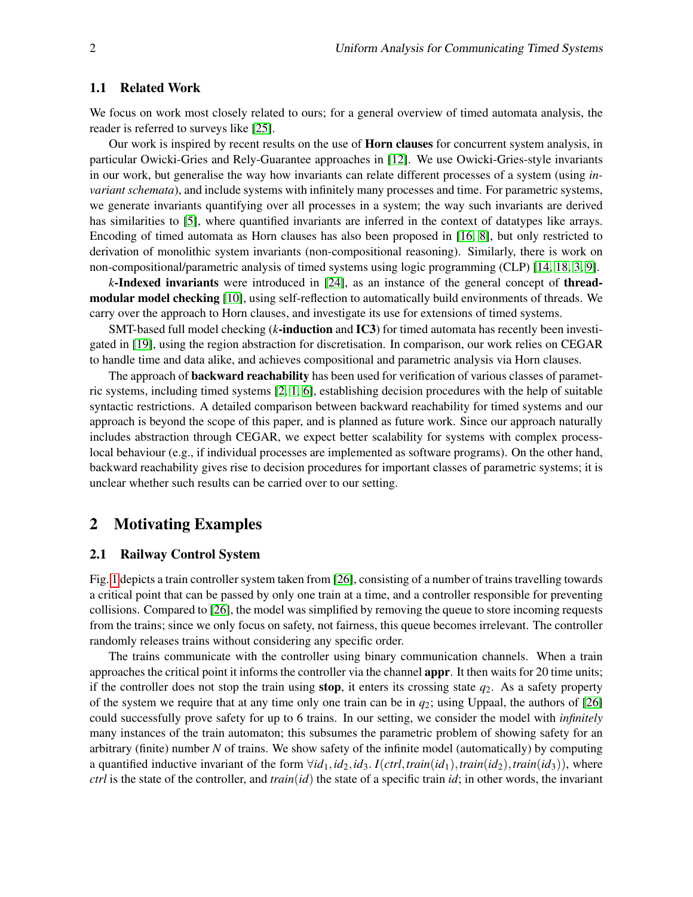### 1.1 Related Work

We focus on work most closely related to ours; for a general overview of timed automata analysis, the reader is referred to surveys like [25].

Our work is inspired by recent results on the use of **Horn clauses** for concurrent system analysis, in particular Owicki-Gries and Rely-Guarantee approaches in [12]. We use Owicki-Gries-style invariants in our work, but generalise the way how invariants can relate different processes of a system (using *invariant schemata*), and include systems with infinitely many processes and time. For parametric systems, we generate invariants quantifying over all processes in a system; the way such invariants are derived has similarities to [5], where quantified invariants are inferred in the context of datatypes like arrays. Encoding of timed automata as Horn clauses has also been proposed in [16, 8], but only restricted to derivation of monolithic system invariants (non-compositional reasoning). Similarly, there is work on non-compositional/parametric analysis of timed systems using logic programming (CLP) [14, 18, 3, 9].

***k*-Indexed invariants** were introduced in [24], as an instance of the general concept of **thread-modular model checking** [10], using self-reflection to automatically build environments of threads. We carry over the approach to Horn clauses, and investigate its use for extensions of timed systems.

SMT-based full model checking (***k*-induction** and **IC3**) for timed automata has recently been investigated in [19], using the region abstraction for discretisation. In comparison, our work relies on CEGAR to handle time and data alike, and achieves compositional and parametric analysis via Horn clauses.

The approach of **backward reachability** has been used for verification of various classes of parametric systems, including timed systems [2, 1, 6], establishing decision procedures with the help of suitable syntactic restrictions. A detailed comparison between backward reachability for timed systems and our approach is beyond the scope of this paper, and is planned as future work. Since our approach naturally includes abstraction through CEGAR, we expect better scalability for systems with complex process-local behaviour (e.g., if individual processes are implemented as software programs). On the other hand, backward reachability gives rise to decision procedures for important classes of parametric systems; it is unclear whether such results can be carried over to our setting.

## 2 Motivating Examples

### 2.1 Railway Control System

Fig. 1 depicts a train controller system taken from [26], consisting of a number of trains travelling towards a critical point that can be passed by only one train at a time, and a controller responsible for preventing collisions. Compared to [26], the model was simplified by removing the queue to store incoming requests from the trains; since we only focus on safety, not fairness, this queue becomes irrelevant. The controller randomly releases trains without considering any specific order.

The trains communicate with the controller using binary communication channels. When a train approaches the critical point it informs the controller via the channel **appr**. It then waits for 20 time units; if the controller does not stop the train using **stop**, it enters its crossing state $q_2$. As a safety property of the system we require that at any time only one train can be in $q_2$; using Uppaal, the authors of [26] could successfully prove safety for up to 6 trains. In our setting, we consider the model with *infinitely* many instances of the train automaton; this subsumes the parametric problem of showing safety for an arbitrary (finite) number $N$ of trains. We show safety of the infinite model (automatically) by computing a quantified inductive invariant of the form $\forall id_1, id_2, id_3.\, I(ctrl, train(id_1), train(id_2), train(id_3))$, where $ctrl$ is the state of the controller, and $train(id)$ the state of a specific train $id$; in other words, the invariant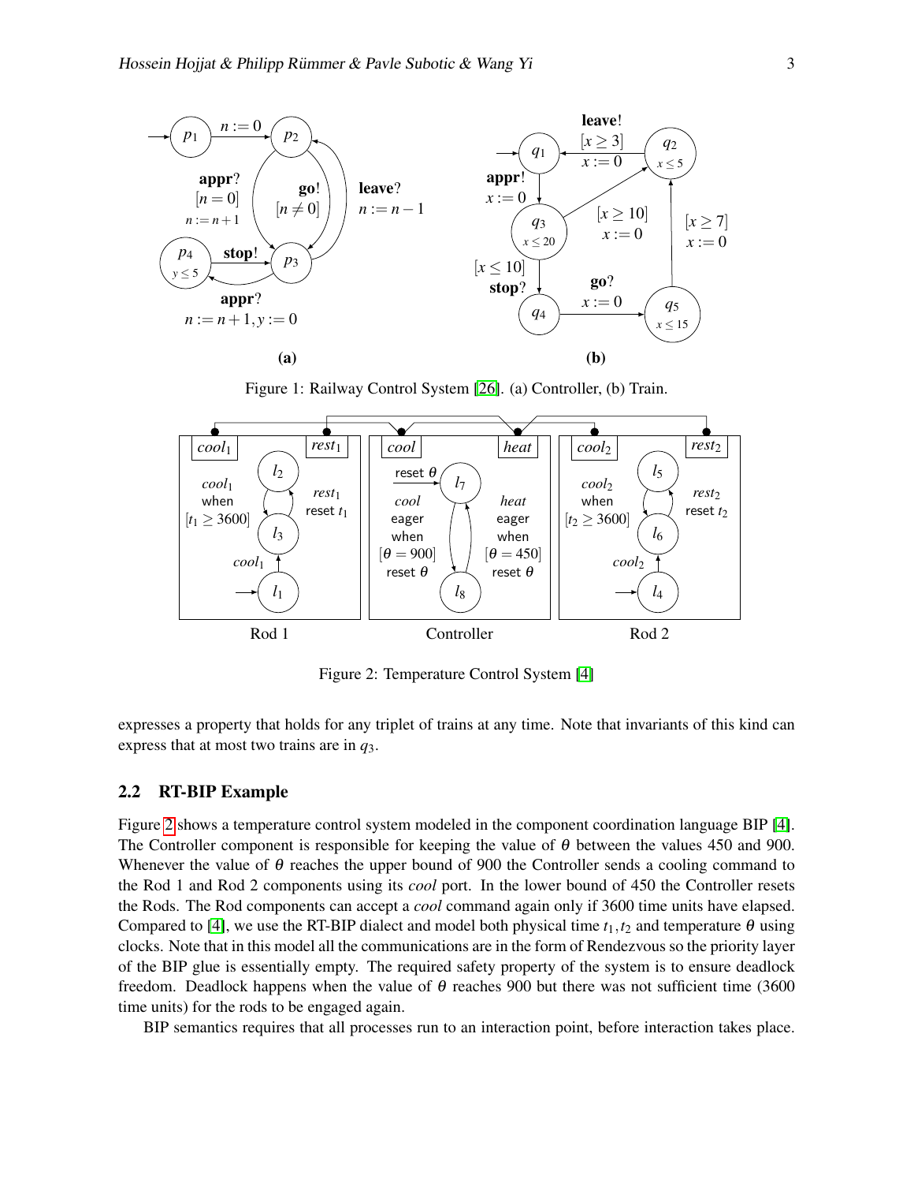Figure 1: Railway Control System [26]. (a) Controller, (b) Train.

Figure 2: Temperature Control System [4]

expresses a property that holds for any triplet of trains at any time. Note that invariants of this kind can express that at most two trains are in $q_3$.

### 2.2 RT-BIP Example

Figure 2 shows a temperature control system modeled in the component coordination language BIP [4]. The Controller component is responsible for keeping the value of $\theta$ between the values 450 and 900. Whenever the value of $\theta$ reaches the upper bound of 900 the Controller sends a cooling command to the Rod 1 and Rod 2 components using its *cool* port. In the lower bound of 450 the Controller resets the Rods. The Rod components can accept a *cool* command again only if 3600 time units have elapsed. Compared to [4], we use the RT-BIP dialect and model both physical time $t_1, t_2$ and temperature $\theta$ using clocks. Note that in this model all the communications are in the form of Rendezvous so the priority layer of the BIP glue is essentially empty. The required safety property of the system is to ensure deadlock freedom. Deadlock happens when the value of $\theta$ reaches 900 but there was not sufficient time (3600 time units) for the rods to be engaged again.

BIP semantics requires that all processes run to an interaction point, before interaction takes place.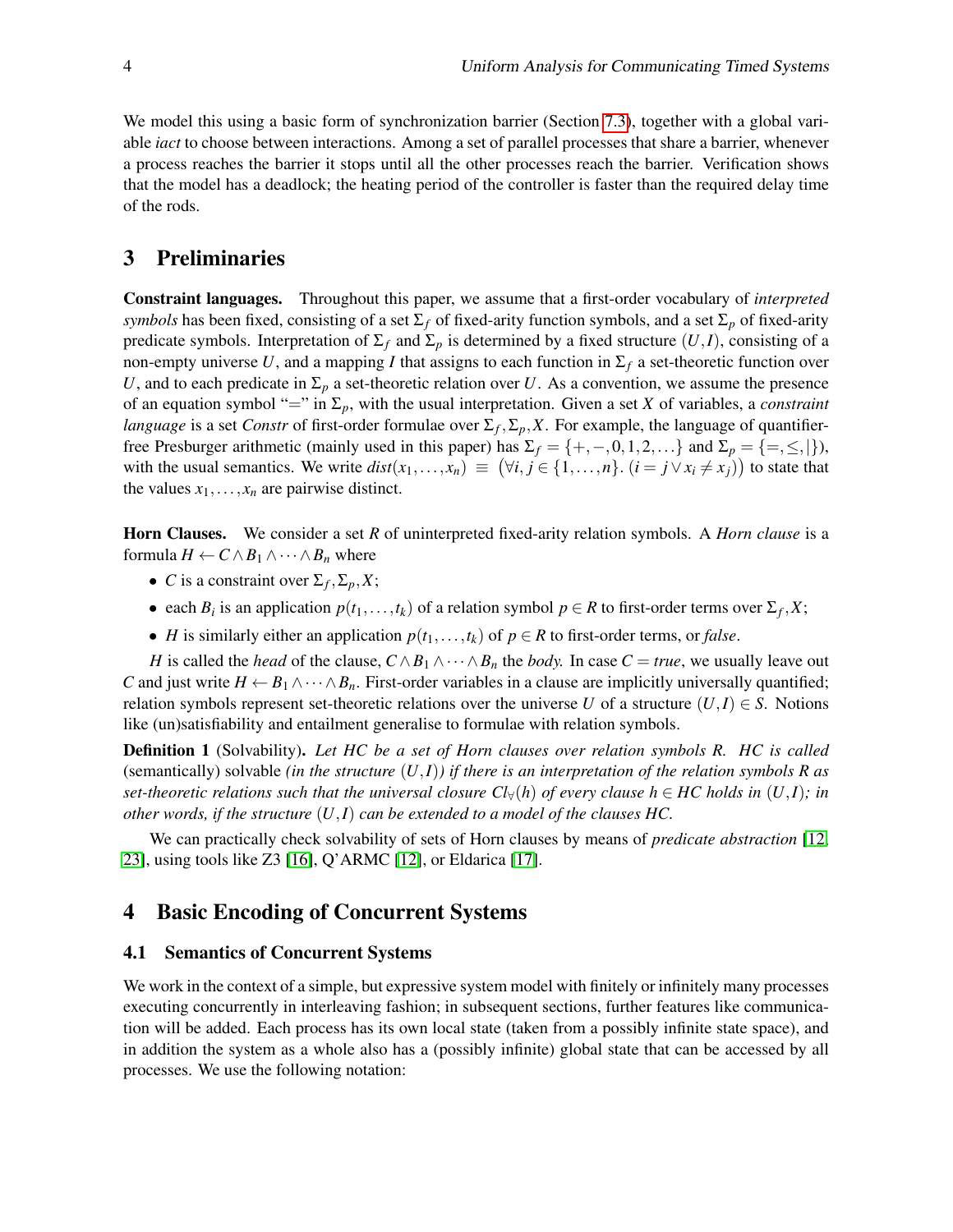We model this using a basic form of synchronization barrier (Section 7.3), together with a global variable *iact* to choose between interactions. Among a set of parallel processes that share a barrier, whenever a process reaches the barrier it stops until all the other processes reach the barrier. Verification shows that the model has a deadlock; the heating period of the controller is faster than the required delay time of the rods.

## 3 Preliminaries

**Constraint languages.** Throughout this paper, we assume that a first-order vocabulary of *interpreted symbols* has been fixed, consisting of a set $\Sigma_f$ of fixed-arity function symbols, and a set $\Sigma_p$ of fixed-arity predicate symbols. Interpretation of $\Sigma_f$ and $\Sigma_p$ is determined by a fixed structure $(U, I)$, consisting of a non-empty universe $U$, and a mapping $I$ that assigns to each function in $\Sigma_f$ a set-theoretic function over $U$, and to each predicate in $\Sigma_p$ a set-theoretic relation over $U$. As a convention, we assume the presence of an equation symbol "$=$" in $\Sigma_p$, with the usual interpretation. Given a set $X$ of variables, a *constraint language* is a set *Constr* of first-order formulae over $\Sigma_f, \Sigma_p, X$. For example, the language of quantifier-free Presburger arithmetic (mainly used in this paper) has $\Sigma_f = \{+, -, 0, 1, 2, \ldots\}$ and $\Sigma_p = \{=, \leq, |\}$), with the usual semantics. We write $dist(x_1, \ldots, x_n) \equiv \big(\forall i, j \in \{1, \ldots, n\}.\ (i = j \vee x_i \neq x_j)\big)$ to state that the values $x_1, \ldots, x_n$ are pairwise distinct.

**Horn Clauses.** We consider a set $R$ of uninterpreted fixed-arity relation symbols. A *Horn clause* is a formula $H \leftarrow C \wedge B_1 \wedge \cdots \wedge B_n$ where

- $C$ is a constraint over $\Sigma_f, \Sigma_p, X$;
- each $B_i$ is an application $p(t_1, \ldots, t_k)$ of a relation symbol $p \in R$ to first-order terms over $\Sigma_f, X$;
- $H$ is similarly either an application $p(t_1, \ldots, t_k)$ of $p \in R$ to first-order terms, or *false*.

$H$ is called the *head* of the clause, $C \wedge B_1 \wedge \cdots \wedge B_n$ the *body*. In case $C = true$, we usually leave out $C$ and just write $H \leftarrow B_1 \wedge \cdots \wedge B_n$. First-order variables in a clause are implicitly universally quantified; relation symbols represent set-theoretic relations over the universe $U$ of a structure $(U, I) \in S$. Notions like (un)satisfiability and entailment generalise to formulae with relation symbols.

**Definition 1** (Solvability). *Let HC be a set of Horn clauses over relation symbols R. HC is called* (semantically) solvable *(in the structure $(U, I)$) if there is an interpretation of the relation symbols R as set-theoretic relations such that the universal closure $Cl_\forall(h)$ of every clause $h \in HC$ holds in $(U, I)$; in other words, if the structure $(U, I)$ can be extended to a model of the clauses HC.*

We can practically check solvability of sets of Horn clauses by means of *predicate abstraction* [12, 23], using tools like Z3 [16], Q'ARMC [12], or Eldarica [17].

## 4 Basic Encoding of Concurrent Systems

### 4.1 Semantics of Concurrent Systems

We work in the context of a simple, but expressive system model with finitely or infinitely many processes executing concurrently in interleaving fashion; in subsequent sections, further features like communication will be added. Each process has its own local state (taken from a possibly infinite state space), and in addition the system as a whole also has a (possibly infinite) global state that can be accessed by all processes. We use the following notation: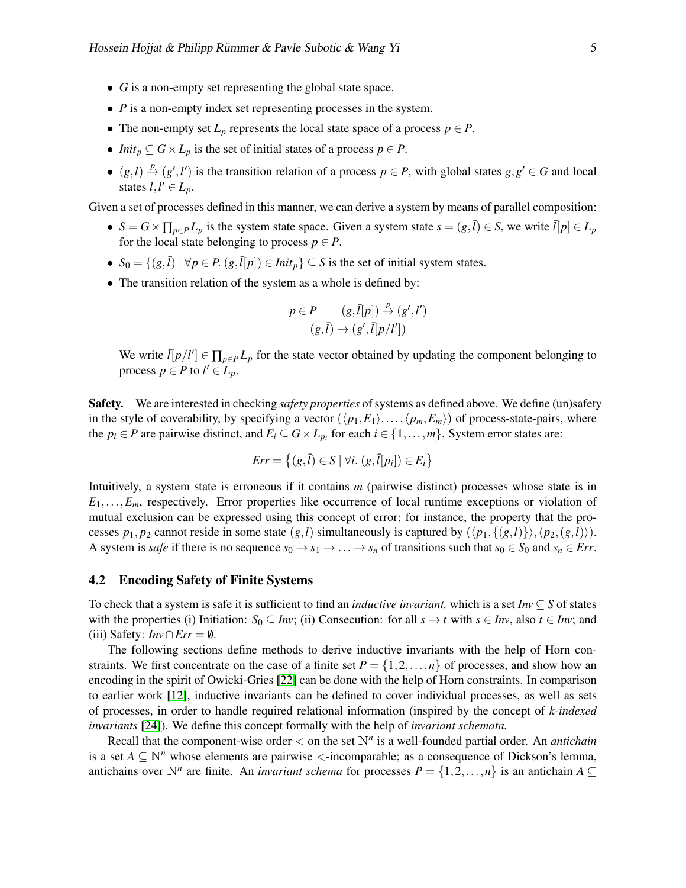- $G$ is a non-empty set representing the global state space.
- $P$ is a non-empty index set representing processes in the system.
- The non-empty set $L_p$ represents the local state space of a process $p \in P$.
- $Init_p \subseteq G \times L_p$ is the set of initial states of a process $p \in P$.
- $(g,l) \xrightarrow{p} (g',l')$ is the transition relation of a process $p \in P$, with global states $g, g' \in G$ and local states $l, l' \in L_p$.

Given a set of processes defined in this manner, we can derive a system by means of parallel composition:

- $S = G \times \prod_{p \in P} L_p$ is the system state space. Given a system state $s = (g, \bar{l}) \in S$, we write $\bar{l}[p] \in L_p$ for the local state belonging to process $p \in P$.
- $S_0 = \{(g, \bar{l}) \mid \forall p \in P.\ (g, \bar{l}[p]) \in Init_p\} \subseteq S$ is the set of initial system states.
- The transition relation of the system as a whole is defined by:

$$\frac{p \in P \qquad (g, \bar{l}[p]) \xrightarrow{p} (g', l')}{(g, \bar{l}) \rightarrow (g', \bar{l}[p/l'])}$$

  We write $\bar{l}[p/l'] \in \prod_{p \in P} L_p$ for the state vector obtained by updating the component belonging to process $p \in P$ to $l' \in L_p$.

**Safety.** We are interested in checking *safety properties* of systems as defined above. We define (un)safety in the style of coverability, by specifying a vector $(\langle p_1, E_1 \rangle, \ldots, \langle p_m, E_m \rangle)$ of process-state-pairs, where the $p_i \in P$ are pairwise distinct, and $E_i \subseteq G \times L_{p_i}$ for each $i \in \{1, \ldots, m\}$. System error states are:

$$Err = \left\{ (g, \bar{l}) \in S \mid \forall i.\ (g, \bar{l}[p_i]) \in E_i \right\}$$

Intuitively, a system state is erroneous if it contains $m$ (pairwise distinct) processes whose state is in $E_1, \ldots, E_m$, respectively. Error properties like occurrence of local runtime exceptions or violation of mutual exclusion can be expressed using this concept of error; for instance, the property that the processes $p_1, p_2$ cannot reside in some state $(g,l)$ simultaneously is captured by $(\langle p_1, \{(g,l)\} \rangle, \langle p_2, (g,l) \rangle)$. A system is *safe* if there is no sequence $s_0 \rightarrow s_1 \rightarrow \ldots \rightarrow s_n$ of transitions such that $s_0 \in S_0$ and $s_n \in Err$.

### 4.2 Encoding Safety of Finite Systems

To check that a system is safe it is sufficient to find an *inductive invariant,* which is a set $Inv \subseteq S$ of states with the properties (i) Initiation: $S_0 \subseteq Inv$; (ii) Consecution: for all $s \rightarrow t$ with $s \in Inv$, also $t \in Inv$; and (iii) Safety: $Inv \cap Err = \emptyset$.

The following sections define methods to derive inductive invariants with the help of Horn constraints. We first concentrate on the case of a finite set $P = \{1, 2, \ldots, n\}$ of processes, and show how an encoding in the spirit of Owicki-Gries [22] can be done with the help of Horn constraints. In comparison to earlier work [12], inductive invariants can be defined to cover individual processes, as well as sets of processes, in order to handle required relational information (inspired by the concept of *k-indexed invariants* [24]). We define this concept formally with the help of *invariant schemata.*

Recall that the component-wise order $<$ on the set $\mathbb{N}^n$ is a well-founded partial order. An *antichain* is a set $A \subseteq \mathbb{N}^n$ whose elements are pairwise $<$-incomparable; as a consequence of Dickson's lemma, antichains over $\mathbb{N}^n$ are finite. An *invariant schema* for processes $P = \{1, 2, \ldots, n\}$ is an antichain $A \subseteq$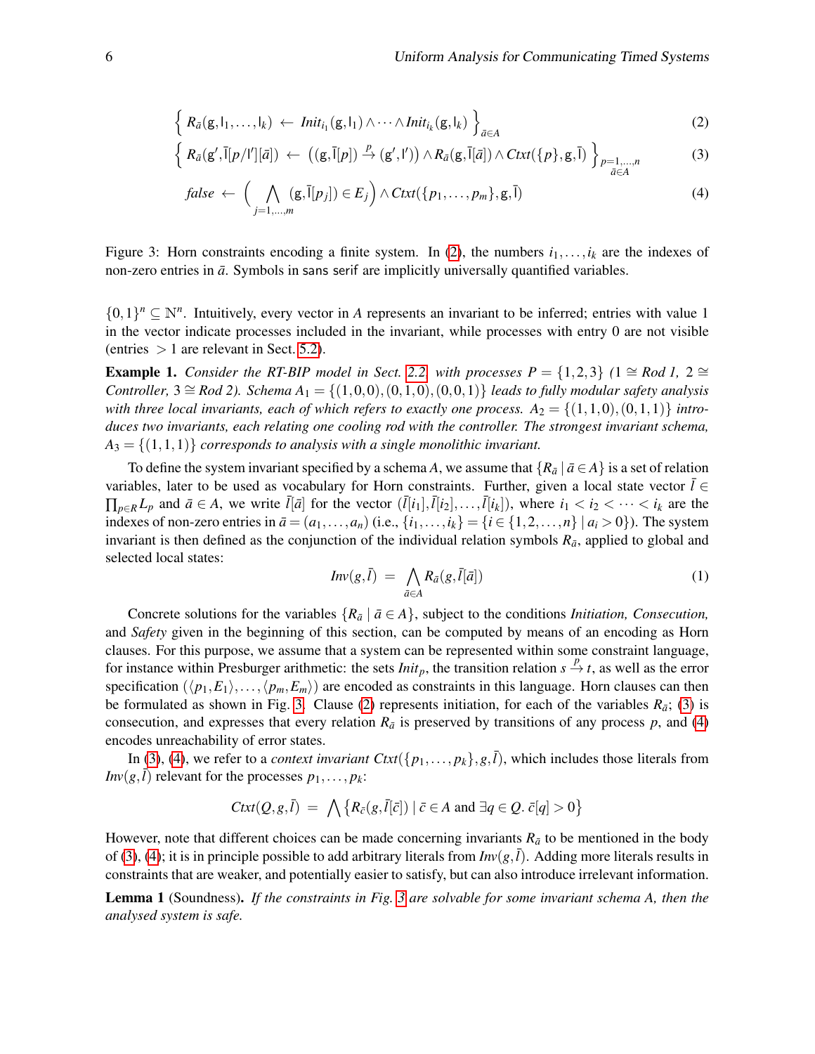$$\Big\{\; R_{\bar{a}}(\mathsf{g}, \mathsf{l}_1, \ldots, \mathsf{l}_k) \;\leftarrow\; \mathit{Init}_{i_1}(\mathsf{g}, \mathsf{l}_1) \wedge \cdots \wedge \mathit{Init}_{i_k}(\mathsf{g}, \mathsf{l}_k) \;\Big\}_{\bar{a} \in A} \tag{2}$$

$$\Big\{\; R_{\bar{a}}(\mathsf{g}', \bar{\mathsf{l}}[p/\mathsf{l}'][\bar{a}]) \;\leftarrow\; \big((\mathsf{g}, \bar{\mathsf{l}}[p]) \xrightarrow{p} (\mathsf{g}', \mathsf{l}')\big) \wedge R_{\bar{a}}(\mathsf{g}, \bar{\mathsf{l}}[\bar{a}]) \wedge \mathit{Ctxt}(\{p\}, \mathsf{g}, \bar{\mathsf{l}}) \;\Big\}_{\substack{p=1,\ldots,n \\ \bar{a} \in A}} \tag{3}$$

$$\mathit{false} \;\leftarrow\; \Big( \bigwedge_{j=1,\ldots,m} (\mathsf{g}, \bar{\mathsf{l}}[p_j]) \in E_j \Big) \wedge \mathit{Ctxt}(\{p_1, \ldots, p_m\}, \mathsf{g}, \bar{\mathsf{l}}) \tag{4}$$

Figure 3: Horn constraints encoding a finite system. In (2), the numbers $i_1, \ldots, i_k$ are the indexes of non-zero entries in $\bar{a}$. Symbols in sans serif are implicitly universally quantified variables.

$\{0,1\}^n \subseteq \mathbb{N}^n$. Intuitively, every vector in $A$ represents an invariant to be inferred; entries with value 1 in the vector indicate processes included in the invariant, while processes with entry 0 are not visible (entries $> 1$ are relevant in Sect. 5.2).

**Example 1.** *Consider the RT-BIP model in Sect. 2.2 with processes $P = \{1,2,3\}$ ($1 \cong$ Rod 1, $2 \cong$ Controller, $3 \cong$ Rod 2). Schema $A_1 = \{(1,0,0),(0,1,0),(0,0,1)\}$ leads to fully modular safety analysis with three local invariants, each of which refers to exactly one process. $A_2 = \{(1,1,0),(0,1,1)\}$ introduces two invariants, each relating one cooling rod with the controller. The strongest invariant schema, $A_3 = \{(1,1,1)\}$ corresponds to analysis with a single monolithic invariant.*

To define the system invariant specified by a schema $A$, we assume that $\{R_{\bar{a}} \mid \bar{a} \in A\}$ is a set of relation variables, later to be used as vocabulary for Horn constraints. Further, given a local state vector $\bar{l} \in \prod_{p \in R} L_p$ and $\bar{a} \in A$, we write $\bar{l}[\bar{a}]$ for the vector $(\bar{l}[i_1], \bar{l}[i_2], \ldots, \bar{l}[i_k])$, where $i_1 < i_2 < \cdots < i_k$ are the indexes of non-zero entries in $\bar{a} = (a_1, \ldots, a_n)$ (i.e., $\{i_1, \ldots, i_k\} = \{i \in \{1,2,\ldots,n\} \mid a_i > 0\}$). The system invariant is then defined as the conjunction of the individual relation symbols $R_{\bar{a}}$, applied to global and selected local states:

$$\mathit{Inv}(g, \bar{l}) \;=\; \bigwedge_{\bar{a} \in A} R_{\bar{a}}(g, \bar{l}[\bar{a}]) \tag{1}$$

Concrete solutions for the variables $\{R_{\bar{a}} \mid \bar{a} \in A\}$, subject to the conditions *Initiation, Consecution,* and *Safety* given in the beginning of this section, can be computed by means of an encoding as Horn clauses. For this purpose, we assume that a system can be represented within some constraint language, for instance within Presburger arithmetic: the sets $\mathit{Init}_p$, the transition relation $s \xrightarrow{p} t$, as well as the error specification $(\langle p_1, E_1 \rangle, \ldots, \langle p_m, E_m \rangle)$ are encoded as constraints in this language. Horn clauses can then be formulated as shown in Fig. 3. Clause (2) represents initiation, for each of the variables $R_{\bar{a}}$; (3) is consecution, and expresses that every relation $R_{\bar{a}}$ is preserved by transitions of any process $p$, and (4) encodes unreachability of error states.

In (3), (4), we refer to a *context invariant* $\mathit{Ctxt}(\{p_1, \ldots, p_k\}, g, \bar{l})$, which includes those literals from $\mathit{Inv}(g, \bar{l})$ relevant for the processes $p_1, \ldots, p_k$:

$$\mathit{Ctxt}(Q, g, \bar{l}) \;=\; \bigwedge \big\{ R_{\bar{c}}(g, \bar{l}[\bar{c}]) \mid \bar{c} \in A \text{ and } \exists q \in Q.\ \bar{c}[q] > 0 \big\}$$

However, note that different choices can be made concerning invariants $R_{\bar{a}}$ to be mentioned in the body of (3), (4); it is in principle possible to add arbitrary literals from $\mathit{Inv}(g, \bar{l})$. Adding more literals results in constraints that are weaker, and potentially easier to satisfy, but can also introduce irrelevant information.

**Lemma 1** (Soundness)**.** *If the constraints in Fig. 3 are solvable for some invariant schema $A$, then the analysed system is safe.*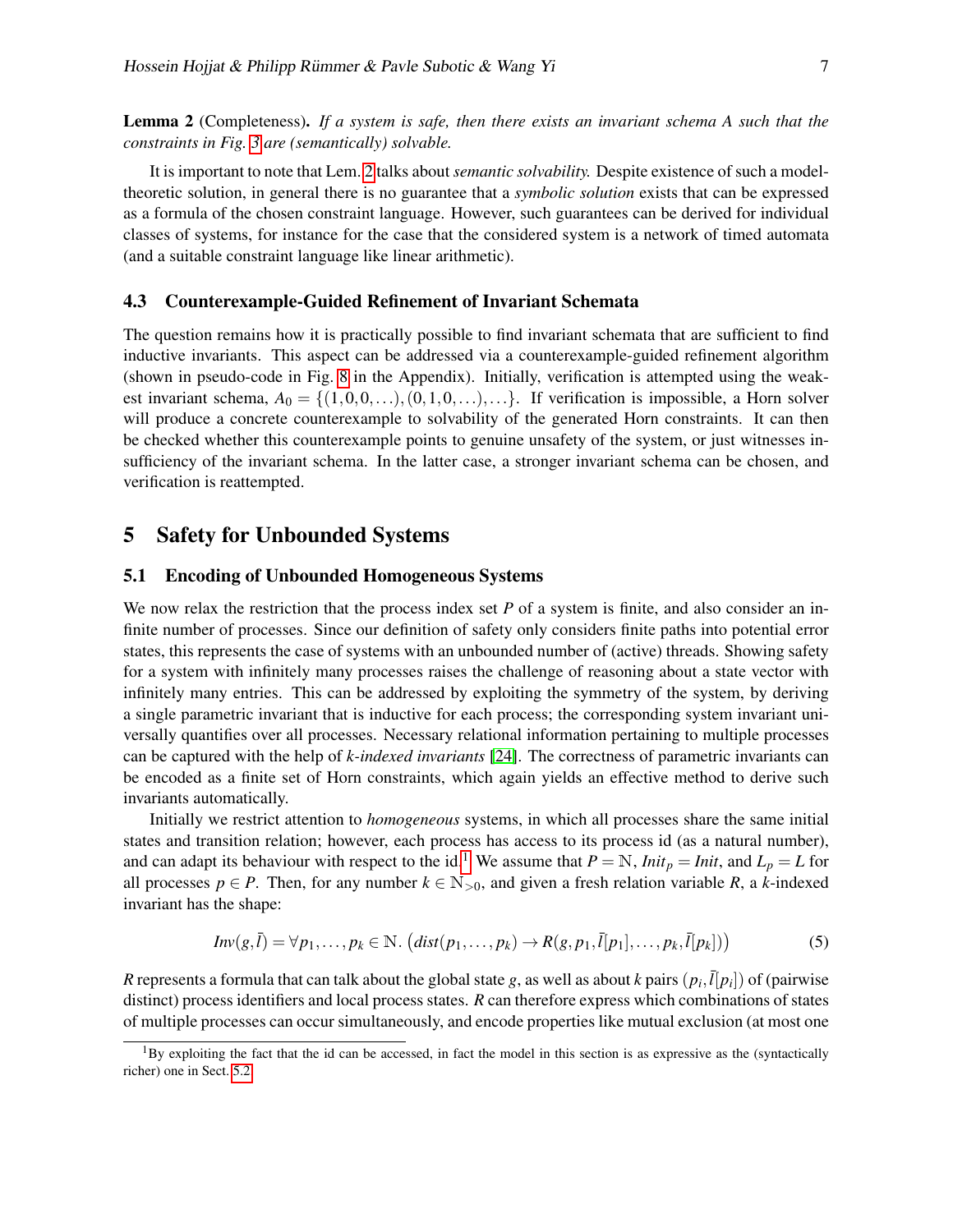**Lemma 2** (Completeness)**.** *If a system is safe, then there exists an invariant schema A such that the constraints in Fig. 3 are (semantically) solvable.*

It is important to note that Lem. 2 talks about *semantic solvability.* Despite existence of such a model-theoretic solution, in general there is no guarantee that a *symbolic solution* exists that can be expressed as a formula of the chosen constraint language. However, such guarantees can be derived for individual classes of systems, for instance for the case that the considered system is a network of timed automata (and a suitable constraint language like linear arithmetic).

### 4.3 Counterexample-Guided Refinement of Invariant Schemata

The question remains how it is practically possible to find invariant schemata that are sufficient to find inductive invariants. This aspect can be addressed via a counterexample-guided refinement algorithm (shown in pseudo-code in Fig. 8 in the Appendix). Initially, verification is attempted using the weakest invariant schema, $A_0 = \{(1,0,0,\ldots),(0,1,0,\ldots),\ldots\}$. If verification is impossible, a Horn solver will produce a concrete counterexample to solvability of the generated Horn constraints. It can then be checked whether this counterexample points to genuine unsafety of the system, or just witnesses insufficiency of the invariant schema. In the latter case, a stronger invariant schema can be chosen, and verification is reattempted.

## 5 Safety for Unbounded Systems

### 5.1 Encoding of Unbounded Homogeneous Systems

We now relax the restriction that the process index set $P$ of a system is finite, and also consider an infinite number of processes. Since our definition of safety only considers finite paths into potential error states, this represents the case of systems with an unbounded number of (active) threads. Showing safety for a system with infinitely many processes raises the challenge of reasoning about a state vector with infinitely many entries. This can be addressed by exploiting the symmetry of the system, by deriving a single parametric invariant that is inductive for each process; the corresponding system invariant universally quantifies over all processes. Necessary relational information pertaining to multiple processes can be captured with the help of *k-indexed invariants* [24]. The correctness of parametric invariants can be encoded as a finite set of Horn constraints, which again yields an effective method to derive such invariants automatically.

Initially we restrict attention to *homogeneous* systems, in which all processes share the same initial states and transition relation; however, each process has access to its process id (as a natural number), and can adapt its behaviour with respect to the id.[1] We assume that $P = \mathbb{N}$, $Init_p = Init$, and $L_p = L$ for all processes $p \in P$. Then, for any number $k \in \mathbb{N}_{>0}$, and given a fresh relation variable $R$, a $k$-indexed invariant has the shape:

$$Inv(g,\bar{l}) = \forall p_1,\ldots,p_k \in \mathbb{N}.\ \big(dist(p_1,\ldots,p_k) \rightarrow R(g,p_1,\bar{l}[p_1],\ldots,p_k,\bar{l}[p_k])\big) \tag{5}$$

$R$ represents a formula that can talk about the global state $g$, as well as about $k$ pairs $(p_i,\bar{l}[p_i])$ of (pairwise distinct) process identifiers and local process states. $R$ can therefore express which combinations of states of multiple processes can occur simultaneously, and encode properties like mutual exclusion (at most one

[1] By exploiting the fact that the id can be accessed, in fact the model in this section is as expressive as the (syntactically richer) one in Sect. 5.2.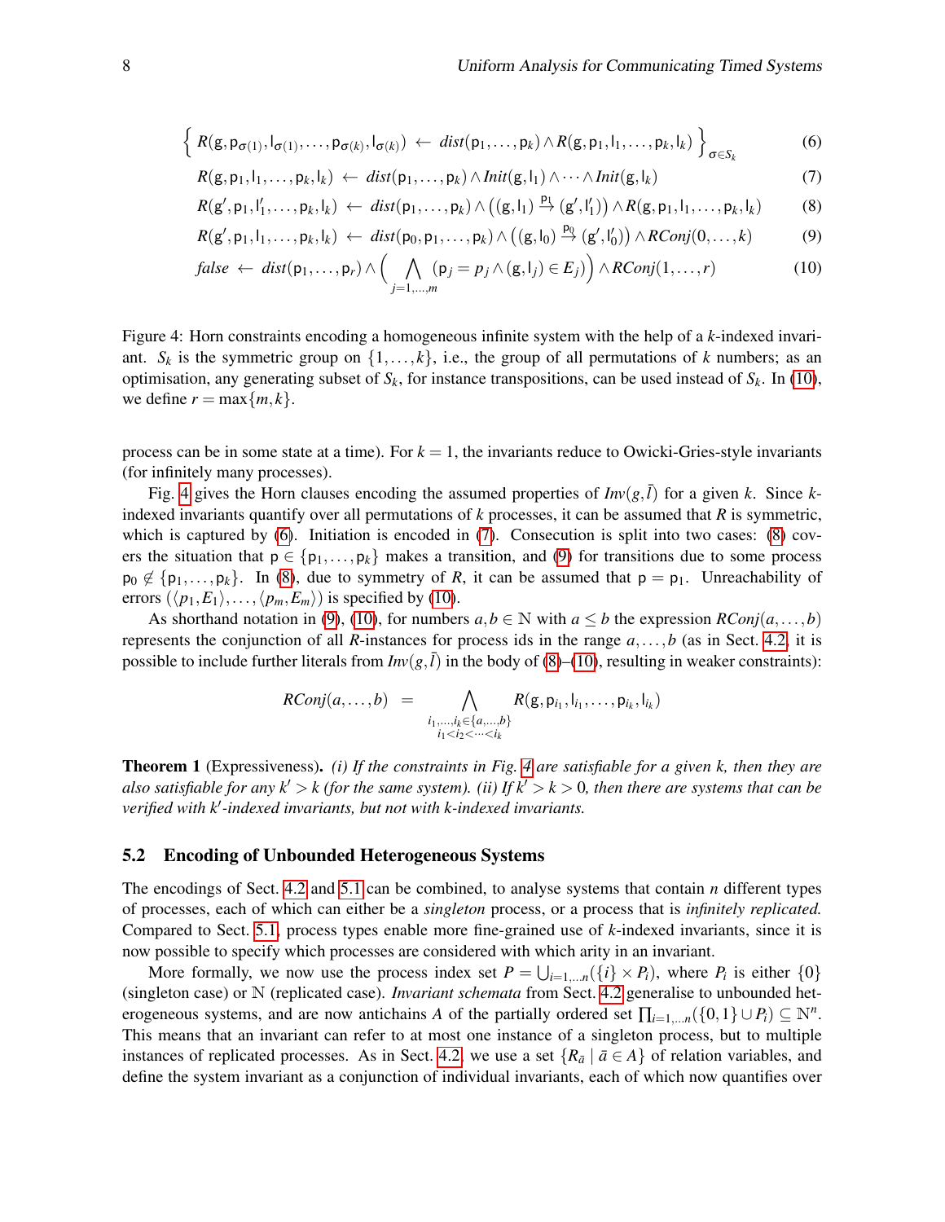$$\Big\{\ R(\mathsf{g},\mathsf{p}_{\sigma(1)},\mathsf{l}_{\sigma(1)},\ldots,\mathsf{p}_{\sigma(k)},\mathsf{l}_{\sigma(k)}) \ \leftarrow\ \mathit{dist}(\mathsf{p}_1,\ldots,\mathsf{p}_k)\wedge R(\mathsf{g},\mathsf{p}_1,\mathsf{l}_1,\ldots,\mathsf{p}_k,\mathsf{l}_k)\ \Big\}_{\sigma\in S_k} \tag{6}$$

$$R(\mathsf{g},\mathsf{p}_1,\mathsf{l}_1,\ldots,\mathsf{p}_k,\mathsf{l}_k) \ \leftarrow\ \mathit{dist}(\mathsf{p}_1,\ldots,\mathsf{p}_k)\wedge \mathit{Init}(\mathsf{g},\mathsf{l}_1)\wedge\cdots\wedge \mathit{Init}(\mathsf{g},\mathsf{l}_k) \tag{7}$$

$$R(\mathsf{g}',\mathsf{p}_1,\mathsf{l}'_1,\ldots,\mathsf{p}_k,\mathsf{l}_k) \ \leftarrow\ \mathit{dist}(\mathsf{p}_1,\ldots,\mathsf{p}_k)\wedge\big((\mathsf{g},\mathsf{l}_1)\overset{\mathsf{p}_1}{\to}(\mathsf{g}',\mathsf{l}'_1)\big)\wedge R(\mathsf{g},\mathsf{p}_1,\mathsf{l}_1,\ldots,\mathsf{p}_k,\mathsf{l}_k) \tag{8}$$

$$R(\mathsf{g}',\mathsf{p}_1,\mathsf{l}_1,\ldots,\mathsf{p}_k,\mathsf{l}_k) \ \leftarrow\ \mathit{dist}(\mathsf{p}_0,\mathsf{p}_1,\ldots,\mathsf{p}_k)\wedge\big((\mathsf{g},\mathsf{l}_0)\overset{\mathsf{p}_0}{\to}(\mathsf{g}',\mathsf{l}'_0)\big)\wedge \mathit{RConj}(0,\ldots,k) \tag{9}$$

$$\mathit{false} \ \leftarrow\ \mathit{dist}(\mathsf{p}_1,\ldots,\mathsf{p}_r)\wedge\Big(\bigwedge_{j=1,\ldots,m}(\mathsf{p}_j=p_j\wedge(\mathsf{g},\mathsf{l}_j)\in E_j)\Big)\wedge \mathit{RConj}(1,\ldots,r) \tag{10}$$

Figure 4: Horn constraints encoding a homogeneous infinite system with the help of a $k$-indexed invariant. $S_k$ is the symmetric group on $\{1,\ldots,k\}$, i.e., the group of all permutations of $k$ numbers; as an optimisation, any generating subset of $S_k$, for instance transpositions, can be used instead of $S_k$. In (10), we define $r=\max\{m,k\}$.

process can be in some state at a time). For $k=1$, the invariants reduce to Owicki-Gries-style invariants (for infinitely many processes).

Fig. 4 gives the Horn clauses encoding the assumed properties of $\mathit{Inv}(g,\bar{l})$ for a given $k$. Since $k$-indexed invariants quantify over all permutations of $k$ processes, it can be assumed that $R$ is symmetric, which is captured by (6). Initiation is encoded in (7). Consecution is split into two cases: (8) covers the situation that $\mathsf{p}\in\{\mathsf{p}_1,\ldots,\mathsf{p}_k\}$ makes a transition, and (9) for transitions due to some process $\mathsf{p}_0\notin\{\mathsf{p}_1,\ldots,\mathsf{p}_k\}$. In (8), due to symmetry of $R$, it can be assumed that $\mathsf{p}=\mathsf{p}_1$. Unreachability of errors $(\langle p_1,E_1\rangle,\ldots,\langle p_m,E_m\rangle)$ is specified by (10).

As shorthand notation in (9), (10), for numbers $a,b\in\mathbb{N}$ with $a\le b$ the expression $\mathit{RConj}(a,\ldots,b)$ represents the conjunction of all $R$-instances for process ids in the range $a,\ldots,b$ (as in Sect. 4.2, it is possible to include further literals from $\mathit{Inv}(g,\bar{l})$ in the body of (8)–(10), resulting in weaker constraints):

$$\mathit{RConj}(a,\ldots,b) \;=\; \bigwedge_{\substack{i_1,\ldots,i_k\in\{a,\ldots,b\}\\ i_1<i_2<\cdots<i_k}} R(\mathsf{g},\mathsf{p}_{i_1},\mathsf{l}_{i_1},\ldots,\mathsf{p}_{i_k},\mathsf{l}_{i_k})$$

**Theorem 1** (Expressiveness)**.** *(i) If the constraints in Fig. 4 are satisfiable for a given $k$, then they are also satisfiable for any $k'>k$ (for the same system). (ii) If $k'>k>0$, then there are systems that can be verified with $k'$-indexed invariants, but not with $k$-indexed invariants.*

### 5.2 Encoding of Unbounded Heterogeneous Systems

The encodings of Sect. 4.2 and 5.1 can be combined, to analyse systems that contain $n$ different types of processes, each of which can either be a *singleton* process, or a process that is *infinitely replicated.* Compared to Sect. 5.1, process types enable more fine-grained use of $k$-indexed invariants, since it is now possible to specify which processes are considered with which arity in an invariant.

More formally, we now use the process index set $P=\bigcup_{i=1,\ldots n}(\{i\}\times P_i)$, where $P_i$ is either $\{0\}$ (singleton case) or $\mathbb{N}$ (replicated case). *Invariant schemata* from Sect. 4.2 generalise to unbounded heterogeneous systems, and are now antichains $A$ of the partially ordered set $\prod_{i=1,\ldots n}(\{0,1\}\cup P_i)\subseteq\mathbb{N}^n$. This means that an invariant can refer to at most one instance of a singleton process, but to multiple instances of replicated processes. As in Sect. 4.2, we use a set $\{R_{\bar{a}}\mid \bar{a}\in A\}$ of relation variables, and define the system invariant as a conjunction of individual invariants, each of which now quantifies over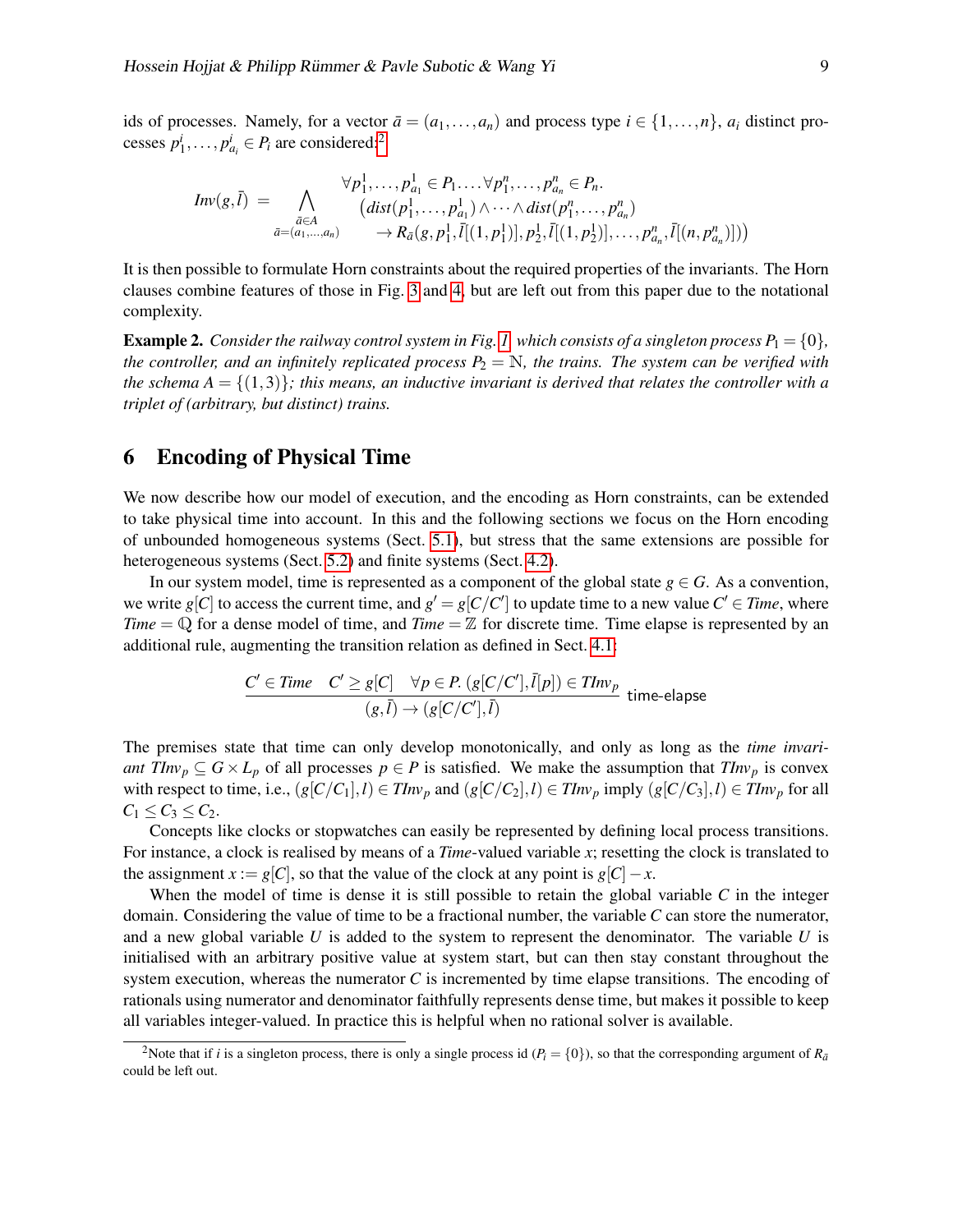ids of processes. Namely, for a vector $\bar{a} = (a_1, \ldots, a_n)$ and process type $i \in \{1, \ldots, n\}$, $a_i$ distinct processes $p^i_1, \ldots, p^i_{a_i} \in P_i$ are considered:[2]

$$Inv(g, \bar{l}) \;=\; \bigwedge_{\substack{\bar{a} \in A \\ \bar{a} = (a_1, \ldots, a_n)}} \begin{array}{l} \forall p^1_1, \ldots, p^1_{a_1} \in P_1 \ldots \forall p^n_1, \ldots, p^n_{a_n} \in P_n. \\ \big(dist(p^1_1, \ldots, p^1_{a_1}) \wedge \cdots \wedge dist(p^n_1, \ldots, p^n_{a_n}) \\ \quad \to R_{\bar{a}}(g, p^1_1, \bar{l}[(1, p^1_1)], p^1_2, \bar{l}[(1, p^1_2)], \ldots, p^n_{a_n}, \bar{l}[(n, p^n_{a_n})]) \big) \end{array}$$

It is then possible to formulate Horn constraints about the required properties of the invariants. The Horn clauses combine features of those in Fig. 3 and 4, but are left out from this paper due to the notational complexity.

**Example 2.** *Consider the railway control system in Fig. 1, which consists of a singleton process $P_1 = \{0\}$, the controller, and an infinitely replicated process $P_2 = \mathbb{N}$, the trains. The system can be verified with the schema $A = \{(1,3)\}$; this means, an inductive invariant is derived that relates the controller with a triplet of (arbitrary, but distinct) trains.*

## 6 Encoding of Physical Time

We now describe how our model of execution, and the encoding as Horn constraints, can be extended to take physical time into account. In this and the following sections we focus on the Horn encoding of unbounded homogeneous systems (Sect. 5.1), but stress that the same extensions are possible for heterogeneous systems (Sect. 5.2) and finite systems (Sect. 4.2).

In our system model, time is represented as a component of the global state $g \in G$. As a convention, we write $g[C]$ to access the current time, and $g' = g[C/C']$ to update time to a new value $C' \in Time$, where $Time = \mathbb{Q}$ for a dense model of time, and $Time = \mathbb{Z}$ for discrete time. Time elapse is represented by an additional rule, augmenting the transition relation as defined in Sect. 4.1:

$$\frac{C' \in Time \quad C' \geq g[C] \quad \forall p \in P.\ (g[C/C'], \bar{l}[p]) \in TInv_p}{(g, \bar{l}) \to (g[C/C'], \bar{l})}\ \textsf{time-elapse}$$

The premises state that time can only develop monotonically, and only as long as the *time invariant* $TInv_p \subseteq G \times L_p$ of all processes $p \in P$ is satisfied. We make the assumption that $TInv_p$ is convex with respect to time, i.e., $(g[C/C_1], l) \in TInv_p$ and $(g[C/C_2], l) \in TInv_p$ imply $(g[C/C_3], l) \in TInv_p$ for all $C_1 \leq C_3 \leq C_2$.

Concepts like clocks or stopwatches can easily be represented by defining local process transitions. For instance, a clock is realised by means of a *Time*-valued variable $x$; resetting the clock is translated to the assignment $x := g[C]$, so that the value of the clock at any point is $g[C] - x$.

When the model of time is dense it is still possible to retain the global variable $C$ in the integer domain. Considering the value of time to be a fractional number, the variable $C$ can store the numerator, and a new global variable $U$ is added to the system to represent the denominator. The variable $U$ is initialised with an arbitrary positive value at system start, but can then stay constant throughout the system execution, whereas the numerator $C$ is incremented by time elapse transitions. The encoding of rationals using numerator and denominator faithfully represents dense time, but makes it possible to keep all variables integer-valued. In practice this is helpful when no rational solver is available.

[2] Note that if $i$ is a singleton process, there is only a single process id ($P_i = \{0\}$), so that the corresponding argument of $R_{\bar{a}}$ could be left out.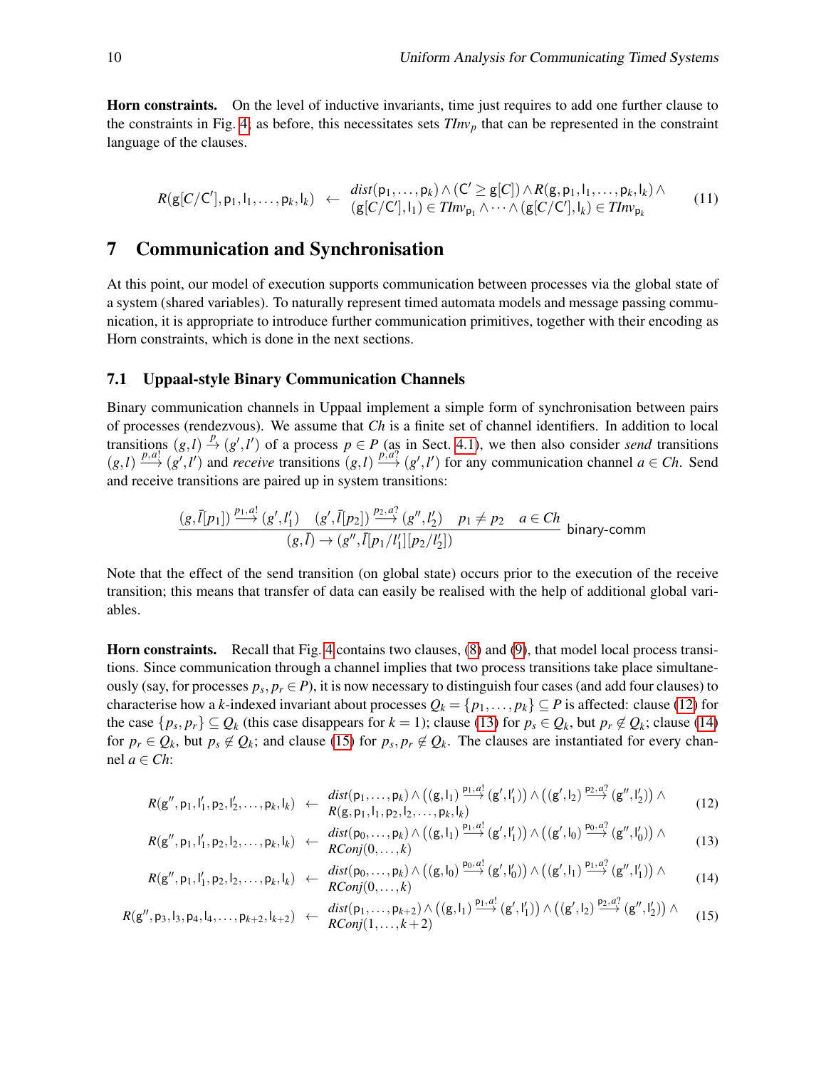**Horn constraints.** On the level of inductive invariants, time just requires to add one further clause to the constraints in Fig. 4; as before, this necessitates sets $TInv_p$ that can be represented in the constraint language of the clauses.

$$R(\mathsf{g}[C/\mathsf{C}'], \mathsf{p}_1, \mathsf{l}_1, \ldots, \mathsf{p}_k, \mathsf{l}_k) \;\leftarrow\; \begin{array}{l} dist(\mathsf{p}_1, \ldots, \mathsf{p}_k) \wedge (\mathsf{C}' \geq \mathsf{g}[C]) \wedge R(\mathsf{g}, \mathsf{p}_1, \mathsf{l}_1, \ldots, \mathsf{p}_k, \mathsf{l}_k) \wedge \\ (\mathsf{g}[C/\mathsf{C}'], \mathsf{l}_1) \in TInv_{\mathsf{p}_1} \wedge \cdots \wedge (\mathsf{g}[C/\mathsf{C}'], \mathsf{l}_k) \in TInv_{\mathsf{p}_k} \end{array} \tag{11}$$

# 7 Communication and Synchronisation

At this point, our model of execution supports communication between processes via the global state of a system (shared variables). To naturally represent timed automata models and message passing communication, it is appropriate to introduce further communication primitives, together with their encoding as Horn constraints, which is done in the next sections.

## 7.1 Uppaal-style Binary Communication Channels

Binary communication channels in Uppaal implement a simple form of synchronisation between pairs of processes (rendezvous). We assume that $Ch$ is a finite set of channel identifiers. In addition to local transitions $(g,l) \stackrel{p}{\rightarrow} (g',l')$ of a process $p \in P$ (as in Sect. 4.1), we then also consider *send* transitions $(g,l) \stackrel{p,a!}{\longrightarrow} (g',l')$ and *receive* transitions $(g,l) \stackrel{p,a?}{\longrightarrow} (g',l')$ for any communication channel $a \in Ch$. Send and receive transitions are paired up in system transitions:

$$\frac{(g,\bar{l}[p_1]) \stackrel{p_1,a!}{\longrightarrow} (g',l_1') \quad (g',\bar{l}[p_2]) \stackrel{p_2,a?}{\longrightarrow} (g'',l_2') \quad p_1 \neq p_2 \quad a \in Ch}{(g,\bar{l}) \rightarrow (g'',\bar{l}[p_1/l_1'][p_2/l_2'])} \;\textsf{binary-comm}$$

Note that the effect of the send transition (on global state) occurs prior to the execution of the receive transition; this means that transfer of data can easily be realised with the help of additional global variables.

**Horn constraints.** Recall that Fig. 4 contains two clauses, (8) and (9), that model local process transitions. Since communication through a channel implies that two process transitions take place simultaneously (say, for processes $p_s, p_r \in P$), it is now necessary to distinguish four cases (and add four clauses) to characterise how a $k$-indexed invariant about processes $Q_k = \{p_1, \ldots, p_k\} \subseteq P$ is affected: clause (12) for the case $\{p_s, p_r\} \subseteq Q_k$ (this case disappears for $k = 1$); clause (13) for $p_s \in Q_k$, but $p_r \notin Q_k$; clause (14) for $p_r \in Q_k$, but $p_s \notin Q_k$; and clause (15) for $p_s, p_r \notin Q_k$. The clauses are instantiated for every channel $a \in Ch$:

$$R(\mathsf{g}'', \mathsf{p}_1, \mathsf{l}_1', \mathsf{p}_2, \mathsf{l}_2', \ldots, \mathsf{p}_k, \mathsf{l}_k) \;\leftarrow\; \begin{array}{l} dist(\mathsf{p}_1, \ldots, \mathsf{p}_k) \wedge \big((\mathsf{g}, \mathsf{l}_1) \stackrel{\mathsf{p}_1, a!}{\longrightarrow} (\mathsf{g}', \mathsf{l}_1')\big) \wedge \big((\mathsf{g}', \mathsf{l}_2) \stackrel{\mathsf{p}_2, a?}{\longrightarrow} (\mathsf{g}'', \mathsf{l}_2')\big) \wedge \\ R(\mathsf{g}, \mathsf{p}_1, \mathsf{l}_1, \mathsf{p}_2, \mathsf{l}_2, \ldots, \mathsf{p}_k, \mathsf{l}_k) \end{array} \tag{12}$$

$$R(\mathsf{g}'', \mathsf{p}_1, \mathsf{l}_1', \mathsf{p}_2, \mathsf{l}_2, \ldots, \mathsf{p}_k, \mathsf{l}_k) \;\leftarrow\; \begin{array}{l} dist(\mathsf{p}_0, \ldots, \mathsf{p}_k) \wedge \big((\mathsf{g}, \mathsf{l}_1) \stackrel{\mathsf{p}_1, a!}{\longrightarrow} (\mathsf{g}', \mathsf{l}_1')\big) \wedge \big((\mathsf{g}', \mathsf{l}_0) \stackrel{\mathsf{p}_0, a?}{\longrightarrow} (\mathsf{g}'', \mathsf{l}_0')\big) \wedge \\ RConj(0, \ldots, k) \end{array} \tag{13}$$

$$R(\mathsf{g}'', \mathsf{p}_1, \mathsf{l}_1', \mathsf{p}_2, \mathsf{l}_2, \ldots, \mathsf{p}_k, \mathsf{l}_k) \;\leftarrow\; \begin{array}{l} dist(\mathsf{p}_0, \ldots, \mathsf{p}_k) \wedge \big((\mathsf{g}, \mathsf{l}_0) \stackrel{\mathsf{p}_0, a!}{\longrightarrow} (\mathsf{g}', \mathsf{l}_0')\big) \wedge \big((\mathsf{g}', \mathsf{l}_1) \stackrel{\mathsf{p}_1, a?}{\longrightarrow} (\mathsf{g}'', \mathsf{l}_1')\big) \wedge \\ RConj(0, \ldots, k) \end{array} \tag{14}$$

$$R(\mathsf{g}'', \mathsf{p}_3, \mathsf{l}_3, \mathsf{p}_4, \mathsf{l}_4, \ldots, \mathsf{p}_{k+2}, \mathsf{l}_{k+2}) \;\leftarrow\; \begin{array}{l} dist(\mathsf{p}_1, \ldots, \mathsf{p}_{k+2}) \wedge \big((\mathsf{g}, \mathsf{l}_1) \stackrel{\mathsf{p}_1, a!}{\longrightarrow} (\mathsf{g}', \mathsf{l}_1')\big) \wedge \big((\mathsf{g}', \mathsf{l}_2) \stackrel{\mathsf{p}_2, a?}{\longrightarrow} (\mathsf{g}'', \mathsf{l}_2')\big) \wedge \\ RConj(1, \ldots, k+2) \end{array} \tag{15}$$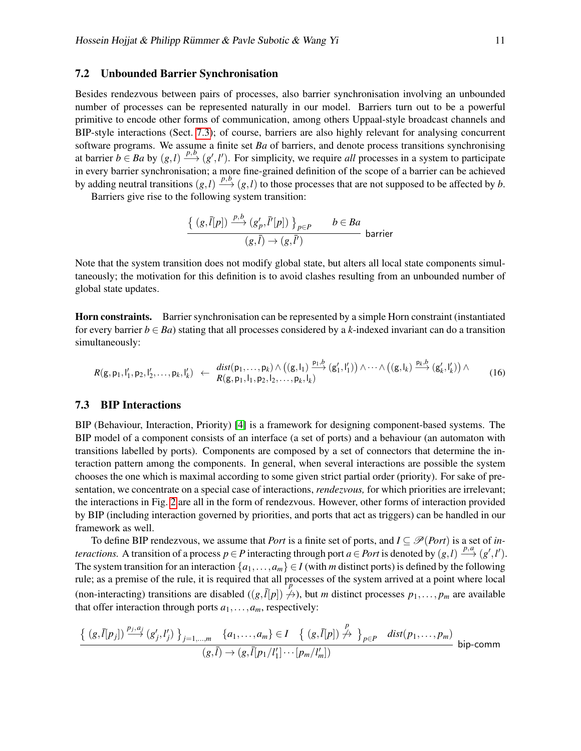### 7.2 Unbounded Barrier Synchronisation

Besides rendezvous between pairs of processes, also barrier synchronisation involving an unbounded number of processes can be represented naturally in our model. Barriers turn out to be a powerful primitive to encode other forms of communication, among others Uppaal-style broadcast channels and BIP-style interactions (Sect. 7.3); of course, barriers are also highly relevant for analysing concurrent software programs. We assume a finite set *Ba* of barriers, and denote process transitions synchronising at barrier $b \in Ba$ by $(g,l) \xrightarrow{p,b} (g',l')$. For simplicity, we require *all* processes in a system to participate in every barrier synchronisation; a more fine-grained definition of the scope of a barrier can be achieved by adding neutral transitions $(g,l) \xrightarrow{p,b} (g,l)$ to those processes that are not supposed to be affected by $b$.

Barriers give rise to the following system transition:

$$\frac{\left\{\ (g,\bar{l}[p]) \xrightarrow{p,b} (g'_p,\bar{l}'[p])\ \right\}_{p\in P} \qquad b \in Ba}{(g,\bar{l}) \to (g,\bar{l}')}\ \textsf{barrier}$$

Note that the system transition does not modify global state, but alters all local state components simultaneously; the motivation for this definition is to avoid clashes resulting from an unbounded number of global state updates.

**Horn constraints.** Barrier synchronisation can be represented by a simple Horn constraint (instantiated for every barrier $b \in Ba$) stating that all processes considered by a $k$-indexed invariant can do a transition simultaneously:

$$R(\mathsf{g},\mathsf{p}_1,\mathsf{l}'_1,\mathsf{p}_2,\mathsf{l}'_2,\ldots,\mathsf{p}_k,\mathsf{l}'_k) \ \leftarrow\ \begin{array}{l} \mathit{dist}(\mathsf{p}_1,\ldots,\mathsf{p}_k) \wedge \big((\mathsf{g},\mathsf{l}_1) \xrightarrow{\mathsf{p}_1,b} (\mathsf{g}'_1,\mathsf{l}'_1)\big) \wedge \cdots \wedge \big((\mathsf{g},\mathsf{l}_k) \xrightarrow{\mathsf{p}_k,b} (\mathsf{g}'_k,\mathsf{l}'_k)\big) \wedge \\ R(\mathsf{g},\mathsf{p}_1,\mathsf{l}_1,\mathsf{p}_2,\mathsf{l}_2,\ldots,\mathsf{p}_k,\mathsf{l}_k) \end{array} \tag{16}$$

### 7.3 BIP Interactions

BIP (Behaviour, Interaction, Priority) [4] is a framework for designing component-based systems. The BIP model of a component consists of an interface (a set of ports) and a behaviour (an automaton with transitions labelled by ports). Components are composed by a set of connectors that determine the interaction pattern among the components. In general, when several interactions are possible the system chooses the one which is maximal according to some given strict partial order (priority). For sake of presentation, we concentrate on a special case of interactions, *rendezvous,* for which priorities are irrelevant; the interactions in Fig. 2 are all in the form of rendezvous. However, other forms of interaction provided by BIP (including interaction governed by priorities, and ports that act as triggers) can be handled in our framework as well.

To define BIP rendezvous, we assume that *Port* is a finite set of ports, and $I \subseteq \mathscr{P}(\mathit{Port})$ is a set of *interactions.* A transition of a process $p \in P$ interacting through port $a \in \mathit{Port}$ is denoted by $(g,l) \xrightarrow{p,a} (g',l')$. The system transition for an interaction $\{a_1,\ldots,a_m\} \in I$ (with $m$ distinct ports) is defined by the following rule; as a premise of the rule, it is required that all processes of the system arrived at a point where local (non-interacting) transitions are disabled ($(g,\bar{l}[p]) \overset{p}{\not\to}$), but $m$ distinct processes $p_1,\ldots,p_m$ are available that offer interaction through ports $a_1,\ldots,a_m$, respectively:

$$\frac{\left\{\ (g,\bar{l}[p_j]) \xrightarrow{p_j,a_j} (g'_j,l'_j)\ \right\}_{j=1,\ldots,m} \quad \{a_1,\ldots,a_m\} \in I \quad \left\{\ (g,\bar{l}[p]) \overset{p}{\not\to}\ \right\}_{p\in P} \quad \mathit{dist}(p_1,\ldots,p_m)}{(g,\bar{l}) \to (g,\bar{l}[p_1/l'_1]\cdots[p_m/l'_m])}\ \textsf{bip-comm}$$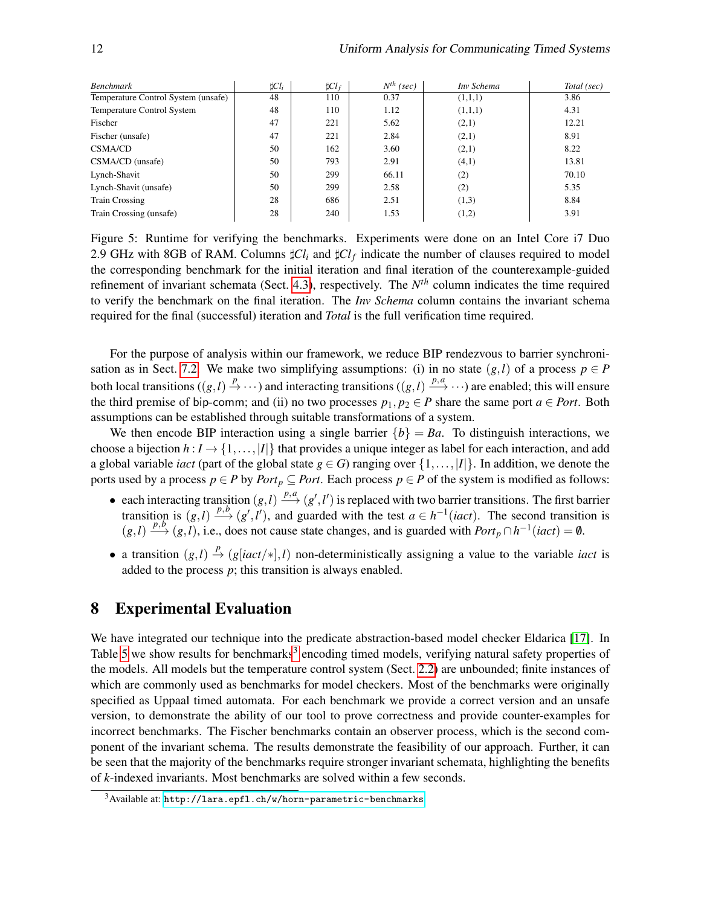| *Benchmark* | $\sharp Cl_i$ | $\sharp Cl_f$ | $N^{th}$ *(sec)* | *Inv Schema* | *Total (sec)* |
|---|---|---|---|---|---|
| Temperature Control System (unsafe) | 48 | 110 | 0.37 | (1,1,1) | 3.86 |
| Temperature Control System | 48 | 110 | 1.12 | (1,1,1) | 4.31 |
| Fischer | 47 | 221 | 5.62 | (2,1) | 12.21 |
| Fischer (unsafe) | 47 | 221 | 2.84 | (2,1) | 8.91 |
| CSMA/CD | 50 | 162 | 3.60 | (2,1) | 8.22 |
| CSMA/CD (unsafe) | 50 | 793 | 2.91 | (4,1) | 13.81 |
| Lynch-Shavit | 50 | 299 | 66.11 | (2) | 70.10 |
| Lynch-Shavit (unsafe) | 50 | 299 | 2.58 | (2) | 5.35 |
| Train Crossing | 28 | 686 | 2.51 | (1,3) | 8.84 |
| Train Crossing (unsafe) | 28 | 240 | 1.53 | (1,2) | 3.91 |

Figure 5: Runtime for verifying the benchmarks. Experiments were done on an Intel Core i7 Duo 2.9 GHz with 8GB of RAM. Columns $\sharp Cl_i$ and $\sharp Cl_f$ indicate the number of clauses required to model the corresponding benchmark for the initial iteration and final iteration of the counterexample-guided refinement of invariant schemata (Sect. 4.3), respectively. The $N^{th}$ column indicates the time required to verify the benchmark on the final iteration. The *Inv Schema* column contains the invariant schema required for the final (successful) iteration and *Total* is the full verification time required.

For the purpose of analysis within our framework, we reduce BIP rendezvous to barrier synchronisation as in Sect. 7.2. We make two simplifying assumptions: (i) in no state $(g,l)$ of a process $p \in P$ both local transitions ($(g,l) \xrightarrow{p} \cdots$) and interacting transitions ($(g,l) \xrightarrow{p,a} \cdots$) are enabled; this will ensure the third premise of bip-comm; and (ii) no two processes $p_1, p_2 \in P$ share the same port $a \in Port$. Both assumptions can be established through suitable transformations of a system.

We then encode BIP interaction using a single barrier $\{b\} = Ba$. To distinguish interactions, we choose a bijection $h : I \to \{1,\ldots,|I|\}$ that provides a unique integer as label for each interaction, and add a global variable *iact* (part of the global state $g \in G$) ranging over $\{1,\ldots,|I|\}$. In addition, we denote the ports used by a process $p \in P$ by $Port_p \subseteq Port$. Each process $p \in P$ of the system is modified as follows:

- each interacting transition $(g,l) \xrightarrow{p,a} (g',l')$ is replaced with two barrier transitions. The first barrier transition is $(g,l) \xrightarrow{p,b} (g',l')$, and guarded with the test $a \in h^{-1}(iact)$. The second transition is $(g,l) \xrightarrow{p,b} (g,l)$, i.e., does not cause state changes, and is guarded with $Port_p \cap h^{-1}(iact) = \emptyset$.
- a transition $(g,l) \xrightarrow{p} (g[iact/*],l)$ non-deterministically assigning a value to the variable *iact* is added to the process $p$; this transition is always enabled.

# 8 Experimental Evaluation

We have integrated our technique into the predicate abstraction-based model checker Eldarica [17]. In Table 5 we show results for benchmarks[3] encoding timed models, verifying natural safety properties of the models. All models but the temperature control system (Sect. 2.2) are unbounded; finite instances of which are commonly used as benchmarks for model checkers. Most of the benchmarks were originally specified as Uppaal timed automata. For each benchmark we provide a correct version and an unsafe version, to demonstrate the ability of our tool to prove correctness and provide counter-examples for incorrect benchmarks. The Fischer benchmarks contain an observer process, which is the second component of the invariant schema. The results demonstrate the feasibility of our approach. Further, it can be seen that the majority of the benchmarks require stronger invariant schemata, highlighting the benefits of $k$-indexed invariants. Most benchmarks are solved within a few seconds.

[3] Available at: `http://lara.epfl.ch/w/horn-parametric-benchmarks`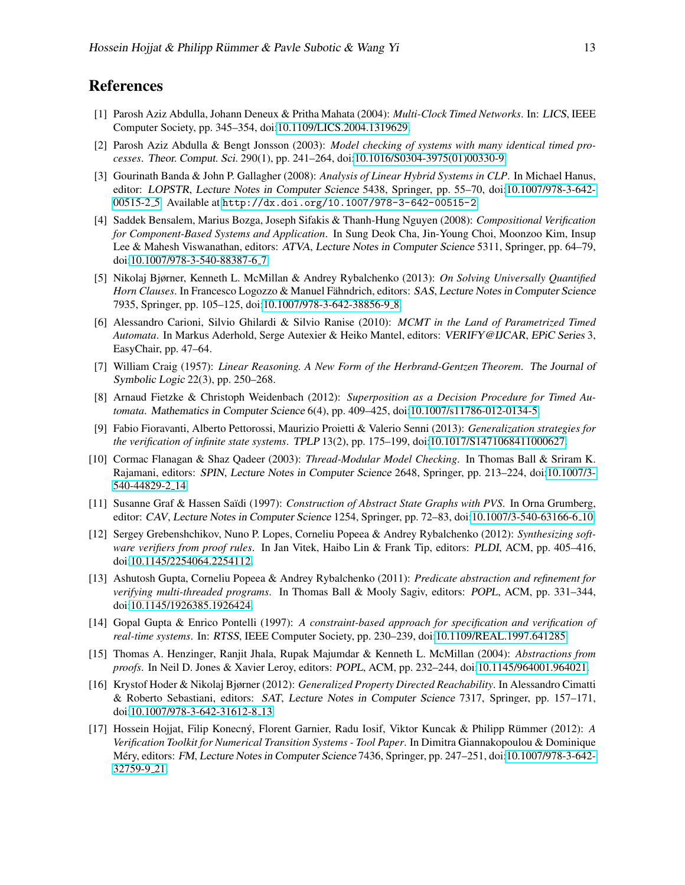## References

[1] Parosh Aziz Abdulla, Johann Deneux & Pritha Mahata (2004): *Multi-Clock Timed Networks*. In: LICS, IEEE Computer Society, pp. 345–354, doi:10.1109/LICS.2004.1319629.

[2] Parosh Aziz Abdulla & Bengt Jonsson (2003): *Model checking of systems with many identical timed processes*. Theor. Comput. Sci. 290(1), pp. 241–264, doi:10.1016/S0304-3975(01)00330-9.

[3] Gourinath Banda & John P. Gallagher (2008): *Analysis of Linear Hybrid Systems in CLP*. In Michael Hanus, editor: LOPSTR, Lecture Notes in Computer Science 5438, Springer, pp. 55–70, doi:10.1007/978-3-642-00515-2_5. Available at http://dx.doi.org/10.1007/978-3-642-00515-2.

[4] Saddek Bensalem, Marius Bozga, Joseph Sifakis & Thanh-Hung Nguyen (2008): *Compositional Verification for Component-Based Systems and Application*. In Sung Deok Cha, Jin-Young Choi, Moonzoo Kim, Insup Lee & Mahesh Viswanathan, editors: ATVA, Lecture Notes in Computer Science 5311, Springer, pp. 64–79, doi:10.1007/978-3-540-88387-6_7.

[5] Nikolaj Bjørner, Kenneth L. McMillan & Andrey Rybalchenko (2013): *On Solving Universally Quantified Horn Clauses*. In Francesco Logozzo & Manuel Fähndrich, editors: SAS, Lecture Notes in Computer Science 7935, Springer, pp. 105–125, doi:10.1007/978-3-642-38856-9_8.

[6] Alessandro Carioni, Silvio Ghilardi & Silvio Ranise (2010): *MCMT in the Land of Parametrized Timed Automata*. In Markus Aderhold, Serge Autexier & Heiko Mantel, editors: VERIFY@IJCAR, EPiC Series 3, EasyChair, pp. 47–64.

[7] William Craig (1957): *Linear Reasoning. A New Form of the Herbrand-Gentzen Theorem*. The Journal of Symbolic Logic 22(3), pp. 250–268.

[8] Arnaud Fietzke & Christoph Weidenbach (2012): *Superposition as a Decision Procedure for Timed Automata*. Mathematics in Computer Science 6(4), pp. 409–425, doi:10.1007/s11786-012-0134-5.

[9] Fabio Fioravanti, Alberto Pettorossi, Maurizio Proietti & Valerio Senni (2013): *Generalization strategies for the verification of infinite state systems*. TPLP 13(2), pp. 175–199, doi:10.1017/S1471068411000627.

[10] Cormac Flanagan & Shaz Qadeer (2003): *Thread-Modular Model Checking*. In Thomas Ball & Sriram K. Rajamani, editors: SPIN, Lecture Notes in Computer Science 2648, Springer, pp. 213–224, doi:10.1007/3-540-44829-2_14.

[11] Susanne Graf & Hassen Saïdi (1997): *Construction of Abstract State Graphs with PVS*. In Orna Grumberg, editor: CAV, Lecture Notes in Computer Science 1254, Springer, pp. 72–83, doi:10.1007/3-540-63166-6_10.

[12] Sergey Grebenshchikov, Nuno P. Lopes, Corneliu Popeea & Andrey Rybalchenko (2012): *Synthesizing software verifiers from proof rules*. In Jan Vitek, Haibo Lin & Frank Tip, editors: PLDI, ACM, pp. 405–416, doi:10.1145/2254064.2254112.

[13] Ashutosh Gupta, Corneliu Popeea & Andrey Rybalchenko (2011): *Predicate abstraction and refinement for verifying multi-threaded programs*. In Thomas Ball & Mooly Sagiv, editors: POPL, ACM, pp. 331–344, doi:10.1145/1926385.1926424.

[14] Gopal Gupta & Enrico Pontelli (1997): *A constraint-based approach for specification and verification of real-time systems*. In: RTSS, IEEE Computer Society, pp. 230–239, doi:10.1109/REAL.1997.641285.

[15] Thomas A. Henzinger, Ranjit Jhala, Rupak Majumdar & Kenneth L. McMillan (2004): *Abstractions from proofs*. In Neil D. Jones & Xavier Leroy, editors: POPL, ACM, pp. 232–244, doi:10.1145/964001.964021.

[16] Krystof Hoder & Nikolaj Bjørner (2012): *Generalized Property Directed Reachability*. In Alessandro Cimatti & Roberto Sebastiani, editors: SAT, Lecture Notes in Computer Science 7317, Springer, pp. 157–171, doi:10.1007/978-3-642-31612-8_13.

[17] Hossein Hojjat, Filip Konecný, Florent Garnier, Radu Iosif, Viktor Kuncak & Philipp Rümmer (2012): *A Verification Toolkit for Numerical Transition Systems - Tool Paper*. In Dimitra Giannakopoulou & Dominique Méry, editors: FM, Lecture Notes in Computer Science 7436, Springer, pp. 247–251, doi:10.1007/978-3-642-32759-9_21.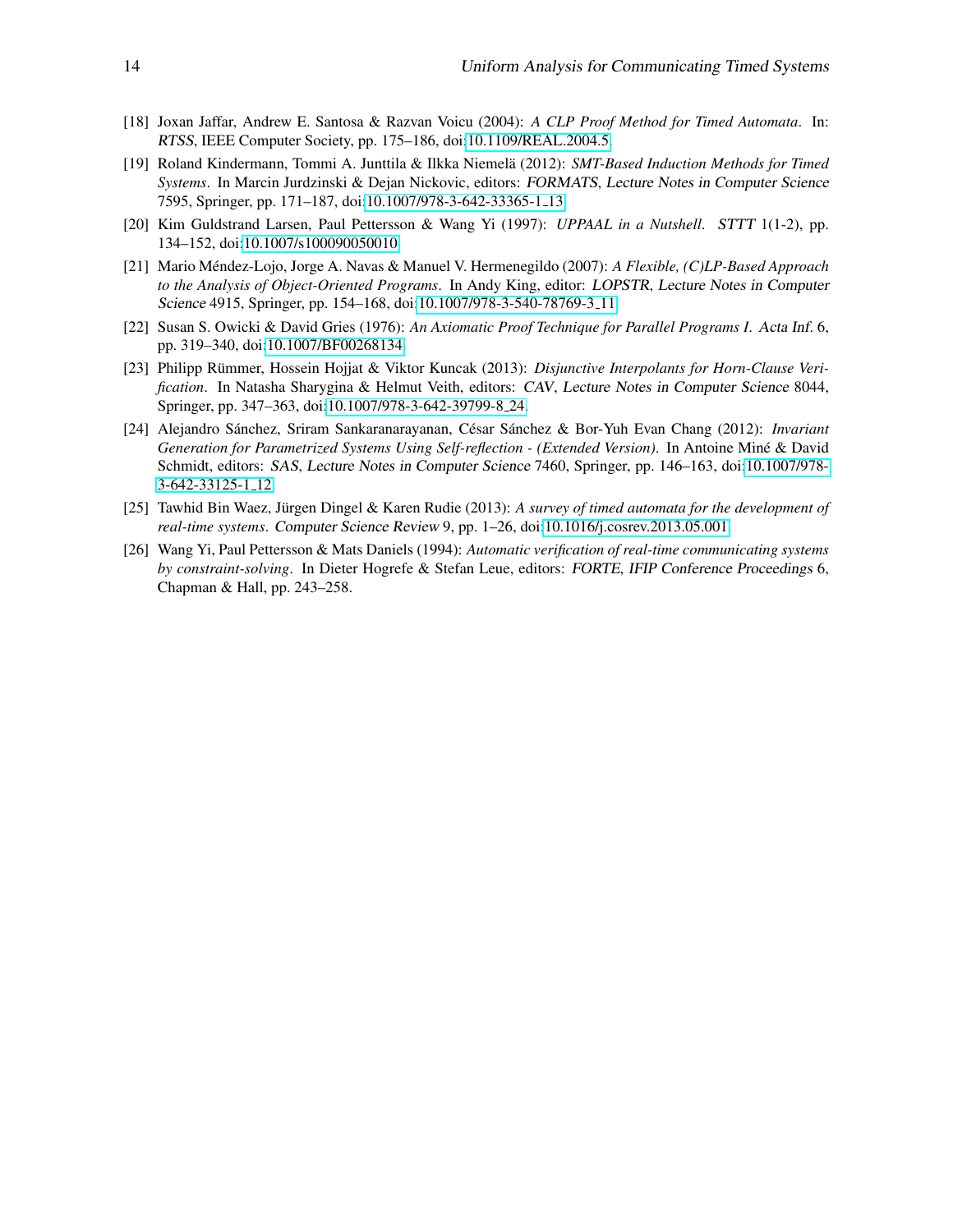[18] Joxan Jaffar, Andrew E. Santosa & Razvan Voicu (2004): *A CLP Proof Method for Timed Automata*. In: *RTSS*, IEEE Computer Society, pp. 175–186, doi:10.1109/REAL.2004.5.

[19] Roland Kindermann, Tommi A. Junttila & Ilkka Niemelä (2012): *SMT-Based Induction Methods for Timed Systems*. In Marcin Jurdzinski & Dejan Nickovic, editors: *FORMATS*, *Lecture Notes in Computer Science* 7595, Springer, pp. 171–187, doi:10.1007/978-3-642-33365-1_13.

[20] Kim Guldstrand Larsen, Paul Pettersson & Wang Yi (1997): *UPPAAL in a Nutshell*. *STTT* 1(1-2), pp. 134–152, doi:10.1007/s100090050010.

[21] Mario Méndez-Lojo, Jorge A. Navas & Manuel V. Hermenegildo (2007): *A Flexible, (C)LP-Based Approach to the Analysis of Object-Oriented Programs*. In Andy King, editor: *LOPSTR*, *Lecture Notes in Computer Science* 4915, Springer, pp. 154–168, doi:10.1007/978-3-540-78769-3_11.

[22] Susan S. Owicki & David Gries (1976): *An Axiomatic Proof Technique for Parallel Programs I*. *Acta Inf.* 6, pp. 319–340, doi:10.1007/BF00268134.

[23] Philipp Rümmer, Hossein Hojjat & Viktor Kuncak (2013): *Disjunctive Interpolants for Horn-Clause Verification*. In Natasha Sharygina & Helmut Veith, editors: *CAV*, *Lecture Notes in Computer Science* 8044, Springer, pp. 347–363, doi:10.1007/978-3-642-39799-8_24.

[24] Alejandro Sánchez, Sriram Sankaranarayanan, César Sánchez & Bor-Yuh Evan Chang (2012): *Invariant Generation for Parametrized Systems Using Self-reflection - (Extended Version)*. In Antoine Miné & David Schmidt, editors: *SAS*, *Lecture Notes in Computer Science* 7460, Springer, pp. 146–163, doi:10.1007/978-3-642-33125-1_12.

[25] Tawhid Bin Waez, Jürgen Dingel & Karen Rudie (2013): *A survey of timed automata for the development of real-time systems*. *Computer Science Review* 9, pp. 1–26, doi:10.1016/j.cosrev.2013.05.001.

[26] Wang Yi, Paul Pettersson & Mats Daniels (1994): *Automatic verification of real-time communicating systems by constraint-solving*. In Dieter Hogrefe & Stefan Leue, editors: *FORTE*, *IFIP Conference Proceedings* 6, Chapman & Hall, pp. 243–258.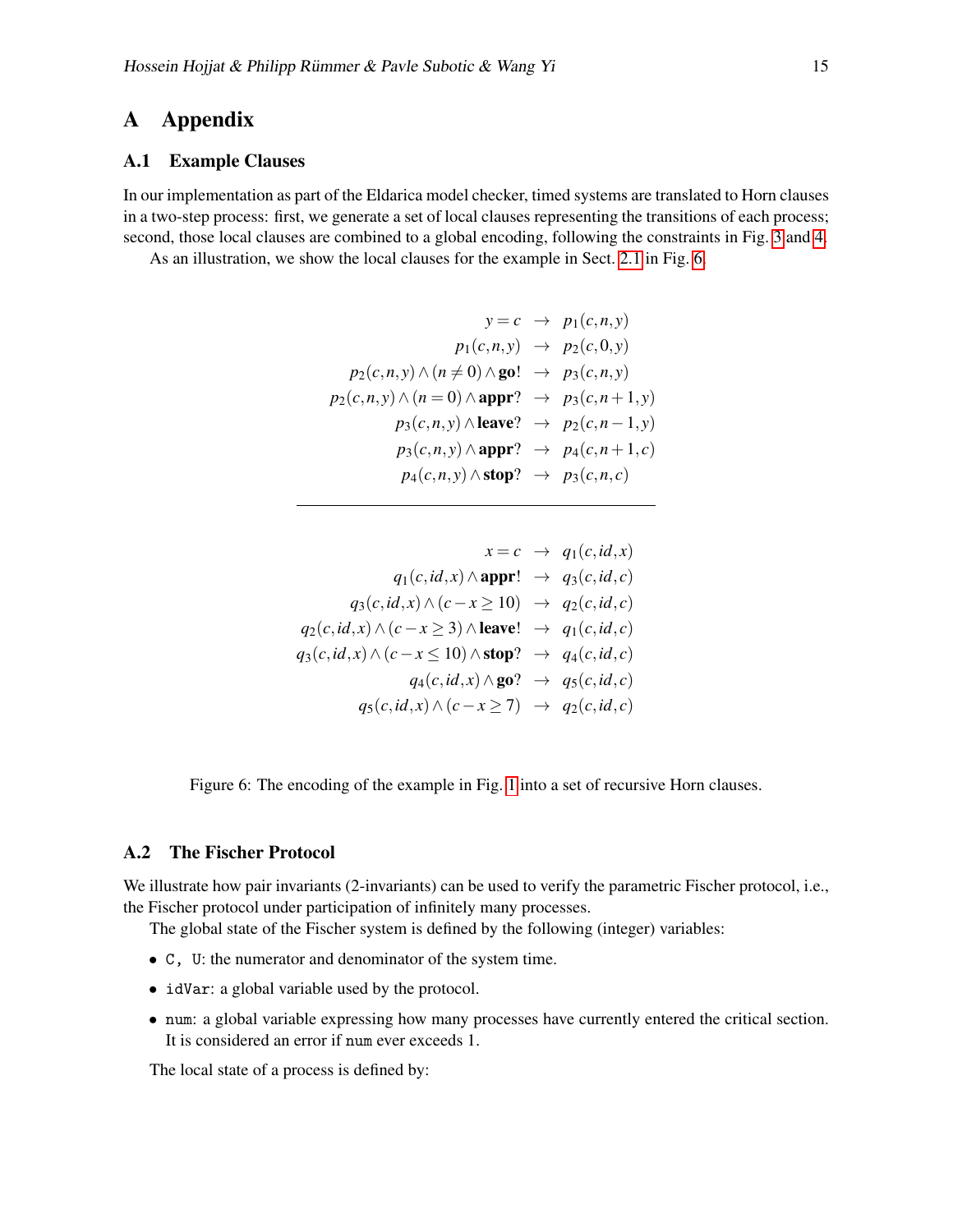# A Appendix

## A.1 Example Clauses

In our implementation as part of the Eldarica model checker, timed systems are translated to Horn clauses in a two-step process: first, we generate a set of local clauses representing the transitions of each process; second, those local clauses are combined to a global encoding, following the constraints in Fig. 3 and 4.

As an illustration, we show the local clauses for the example in Sect. 2.1 in Fig. 6.

$$
\begin{array}{rcl}
y = c & \rightarrow & p_1(c,n,y) \\
p_1(c,n,y) & \rightarrow & p_2(c,0,y) \\
p_2(c,n,y) \wedge (n \neq 0) \wedge \textbf{go}! & \rightarrow & p_3(c,n,y) \\
p_2(c,n,y) \wedge (n = 0) \wedge \textbf{appr}? & \rightarrow & p_3(c,n+1,y) \\
p_3(c,n,y) \wedge \textbf{leave}? & \rightarrow & p_2(c,n-1,y) \\
p_3(c,n,y) \wedge \textbf{appr}? & \rightarrow & p_4(c,n+1,c) \\
p_4(c,n,y) \wedge \textbf{stop}? & \rightarrow & p_3(c,n,c)
\end{array}
$$

---

$$
\begin{array}{rcl}
x = c & \rightarrow & q_1(c,id,x) \\
q_1(c,id,x) \wedge \textbf{appr}! & \rightarrow & q_3(c,id,c) \\
q_3(c,id,x) \wedge (c - x \geq 10) & \rightarrow & q_2(c,id,c) \\
q_2(c,id,x) \wedge (c - x \geq 3) \wedge \textbf{leave}! & \rightarrow & q_1(c,id,c) \\
q_3(c,id,x) \wedge (c - x \leq 10) \wedge \textbf{stop}? & \rightarrow & q_4(c,id,c) \\
q_4(c,id,x) \wedge \textbf{go}? & \rightarrow & q_5(c,id,c) \\
q_5(c,id,x) \wedge (c - x \geq 7) & \rightarrow & q_2(c,id,c)
\end{array}
$$

Figure 6: The encoding of the example in Fig. 1 into a set of recursive Horn clauses.

## A.2 The Fischer Protocol

We illustrate how pair invariants (2-invariants) can be used to verify the parametric Fischer protocol, i.e., the Fischer protocol under participation of infinitely many processes.

The global state of the Fischer system is defined by the following (integer) variables:

- `C, U`: the numerator and denominator of the system time.
- `idVar`: a global variable used by the protocol.
- `num`: a global variable expressing how many processes have currently entered the critical section. It is considered an error if `num` ever exceeds 1.

The local state of a process is defined by: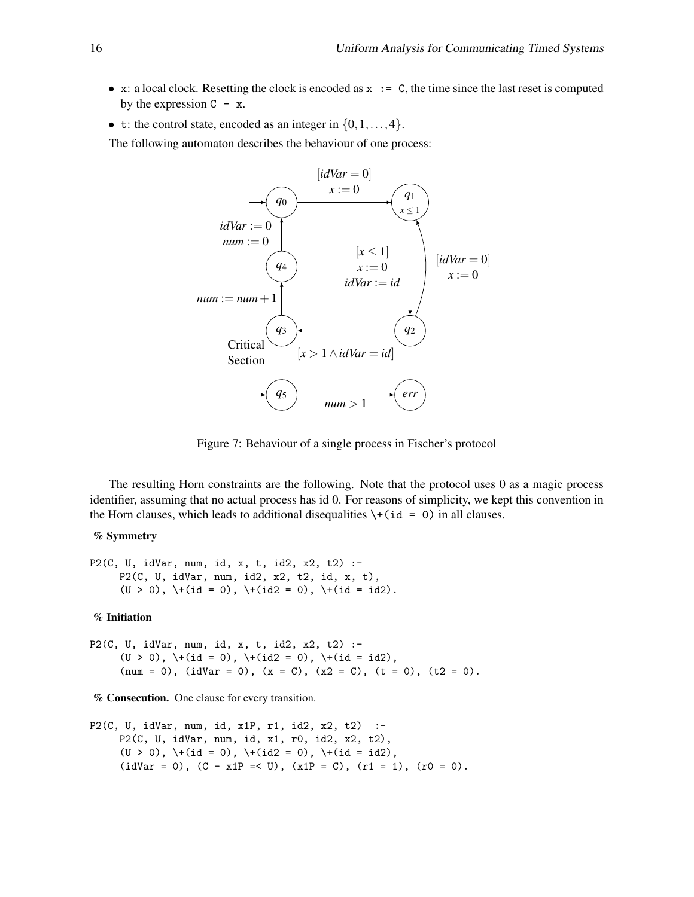- x: a local clock. Resetting the clock is encoded as `x := C`, the time since the last reset is computed by the expression `C - x`.
- t: the control state, encoded as an integer in $\{0, 1, \ldots, 4\}$.

The following automaton describes the behaviour of one process:

Figure 7: Behaviour of a single process in Fischer's protocol

The resulting Horn constraints are the following. Note that the protocol uses 0 as a magic process identifier, assuming that no actual process has id 0. For reasons of simplicity, we kept this convention in the Horn clauses, which leads to additional disequalities `\+(id = 0)` in all clauses.

**% Symmetry**

```
P2(C, U, idVar, num, id, x, t, id2, x2, t2) :-
     P2(C, U, idVar, num, id2, x2, t2, id, x, t),
     (U > 0), \+(id = 0), \+(id2 = 0), \+(id = id2).
```

**% Initiation**

```
P2(C, U, idVar, num, id, x, t, id2, x2, t2) :-
     (U > 0), \+(id = 0), \+(id2 = 0), \+(id = id2),
     (num = 0), (idVar = 0), (x = C), (x2 = C), (t = 0), (t2 = 0).
```

**% Consecution.** One clause for every transition.

```
P2(C, U, idVar, num, id, x1P, r1, id2, x2, t2)  :-
     P2(C, U, idVar, num, id, x1, r0, id2, x2, t2),
     (U > 0), \+(id = 0), \+(id2 = 0), \+(id = id2),
     (idVar = 0), (C - x1P =< U), (x1P = C), (r1 = 1), (r0 = 0).
```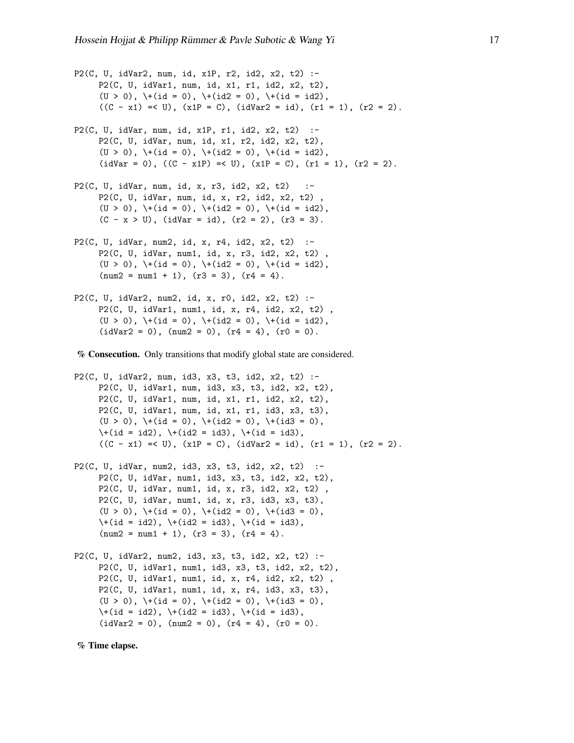```
P2(C, U, idVar2, num, id, x1P, r2, id2, x2, t2) :-
     P2(C, U, idVar1, num, id, x1, r1, id2, x2, t2),
     (U > 0), \+(id = 0), \+(id2 = 0), \+(id = id2),
     ((C - x1) =< U), (x1P = C), (idVar2 = id), (r1 = 1), (r2 = 2).

P2(C, U, idVar, num, id, x1P, r1, id2, x2, t2)  :-
     P2(C, U, idVar, num, id, x1, r2, id2, x2, t2),
     (U > 0), \+(id = 0), \+(id2 = 0), \+(id = id2),
     (idVar = 0), ((C - x1P) =< U), (x1P = C), (r1 = 1), (r2 = 2).

P2(C, U, idVar, num, id, x, r3, id2, x2, t2)   :-
     P2(C, U, idVar, num, id, x, r2, id2, x2, t2) ,
     (U > 0), \+(id = 0), \+(id2 = 0), \+(id = id2),
     (C - x > U), (idVar = id), (r2 = 2), (r3 = 3).

P2(C, U, idVar, num2, id, x, r4, id2, x2, t2)  :-
     P2(C, U, idVar, num1, id, x, r3, id2, x2, t2) ,
     (U > 0), \+(id = 0), \+(id2 = 0), \+(id = id2),
     (num2 = num1 + 1), (r3 = 3), (r4 = 4).

P2(C, U, idVar2, num2, id, x, r0, id2, x2, t2) :-
     P2(C, U, idVar1, num1, id, x, r4, id2, x2, t2) ,
     (U > 0), \+(id = 0), \+(id2 = 0), \+(id = id2),
     (idVar2 = 0), (num2 = 0), (r4 = 4), (r0 = 0).
```

% **Consecution.** Only transitions that modify global state are considered.

```
P2(C, U, idVar2, num, id3, x3, t3, id2, x2, t2) :-
     P2(C, U, idVar1, num, id3, x3, t3, id2, x2, t2),
     P2(C, U, idVar1, num, id, x1, r1, id2, x2, t2),
     P2(C, U, idVar1, num, id, x1, r1, id3, x3, t3),
     (U > 0), \+(id = 0), \+(id2 = 0), \+(id3 = 0),
     \+(id = id2), \+(id2 = id3), \+(id = id3),
     ((C - x1) =< U), (x1P = C), (idVar2 = id), (r1 = 1), (r2 = 2).

P2(C, U, idVar, num2, id3, x3, t3, id2, x2, t2)  :-
     P2(C, U, idVar, num1, id3, x3, t3, id2, x2, t2),
     P2(C, U, idVar, num1, id, x, r3, id2, x2, t2) ,
     P2(C, U, idVar, num1, id, x, r3, id3, x3, t3),
     (U > 0), \+(id = 0), \+(id2 = 0), \+(id3 = 0),
     \+(id = id2), \+(id2 = id3), \+(id = id3),
     (num2 = num1 + 1), (r3 = 3), (r4 = 4).

P2(C, U, idVar2, num2, id3, x3, t3, id2, x2, t2) :-
     P2(C, U, idVar1, num1, id3, x3, t3, id2, x2, t2),
     P2(C, U, idVar1, num1, id, x, r4, id2, x2, t2) ,
     P2(C, U, idVar1, num1, id, x, r4, id3, x3, t3),
     (U > 0), \+(id = 0), \+(id2 = 0), \+(id3 = 0),
     \+(id = id2), \+(id2 = id3), \+(id = id3),
     (idVar2 = 0), (num2 = 0), (r4 = 4), (r0 = 0).
```

% **Time elapse.**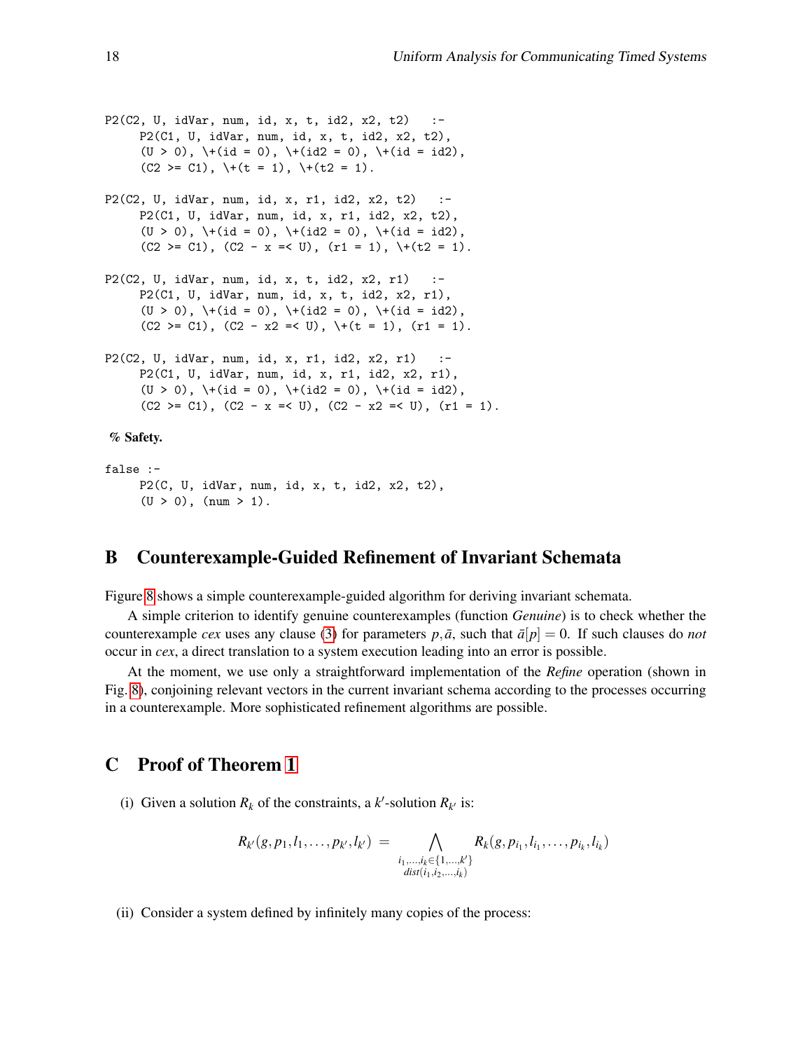```
P2(C2, U, idVar, num, id, x, t, id2, x2, t2)   :-
     P2(C1, U, idVar, num, id, x, t, id2, x2, t2),
     (U > 0), \+(id = 0), \+(id2 = 0), \+(id = id2),
     (C2 >= C1), \+(t = 1), \+(t2 = 1).

P2(C2, U, idVar, num, id, x, r1, id2, x2, t2)   :-
     P2(C1, U, idVar, num, id, x, r1, id2, x2, t2),
     (U > 0), \+(id = 0), \+(id2 = 0), \+(id = id2),
     (C2 >= C1), (C2 - x =< U), (r1 = 1), \+(t2 = 1).

P2(C2, U, idVar, num, id, x, t, id2, x2, r1)   :-
     P2(C1, U, idVar, num, id, x, t, id2, x2, r1),
     (U > 0), \+(id = 0), \+(id2 = 0), \+(id = id2),
     (C2 >= C1), (C2 - x2 =< U), \+(t = 1), (r1 = 1).

P2(C2, U, idVar, num, id, x, r1, id2, x2, r1)   :-
     P2(C1, U, idVar, num, id, x, r1, id2, x2, r1),
     (U > 0), \+(id = 0), \+(id2 = 0), \+(id = id2),
     (C2 >= C1), (C2 - x =< U), (C2 - x2 =< U), (r1 = 1).
```

**% Safety.**

```
false :-
     P2(C, U, idVar, num, id, x, t, id2, x2, t2),
     (U > 0), (num > 1).
```

## B Counterexample-Guided Refinement of Invariant Schemata

Figure 8 shows a simple counterexample-guided algorithm for deriving invariant schemata.

A simple criterion to identify genuine counterexamples (function *Genuine*) is to check whether the counterexample *cex* uses any clause (3) for parameters $p, \bar{a}$, such that $\bar{a}[p] = 0$. If such clauses do *not* occur in *cex*, a direct translation to a system execution leading into an error is possible.

At the moment, we use only a straightforward implementation of the *Refine* operation (shown in Fig. 8), conjoining relevant vectors in the current invariant schema according to the processes occurring in a counterexample. More sophisticated refinement algorithms are possible.

## C Proof of Theorem 1

(i) Given a solution $R_k$ of the constraints, a $k'$-solution $R_{k'}$ is:

$$R_{k'}(g, p_1, l_1, \ldots, p_{k'}, l_{k'}) \;=\; \bigwedge_{\substack{i_1,\ldots,i_k \in \{1,\ldots,k'\} \\ dist(i_1,i_2,\ldots,i_k)}} R_k(g, p_{i_1}, l_{i_1}, \ldots, p_{i_k}, l_{i_k})$$

(ii) Consider a system defined by infinitely many copies of the process: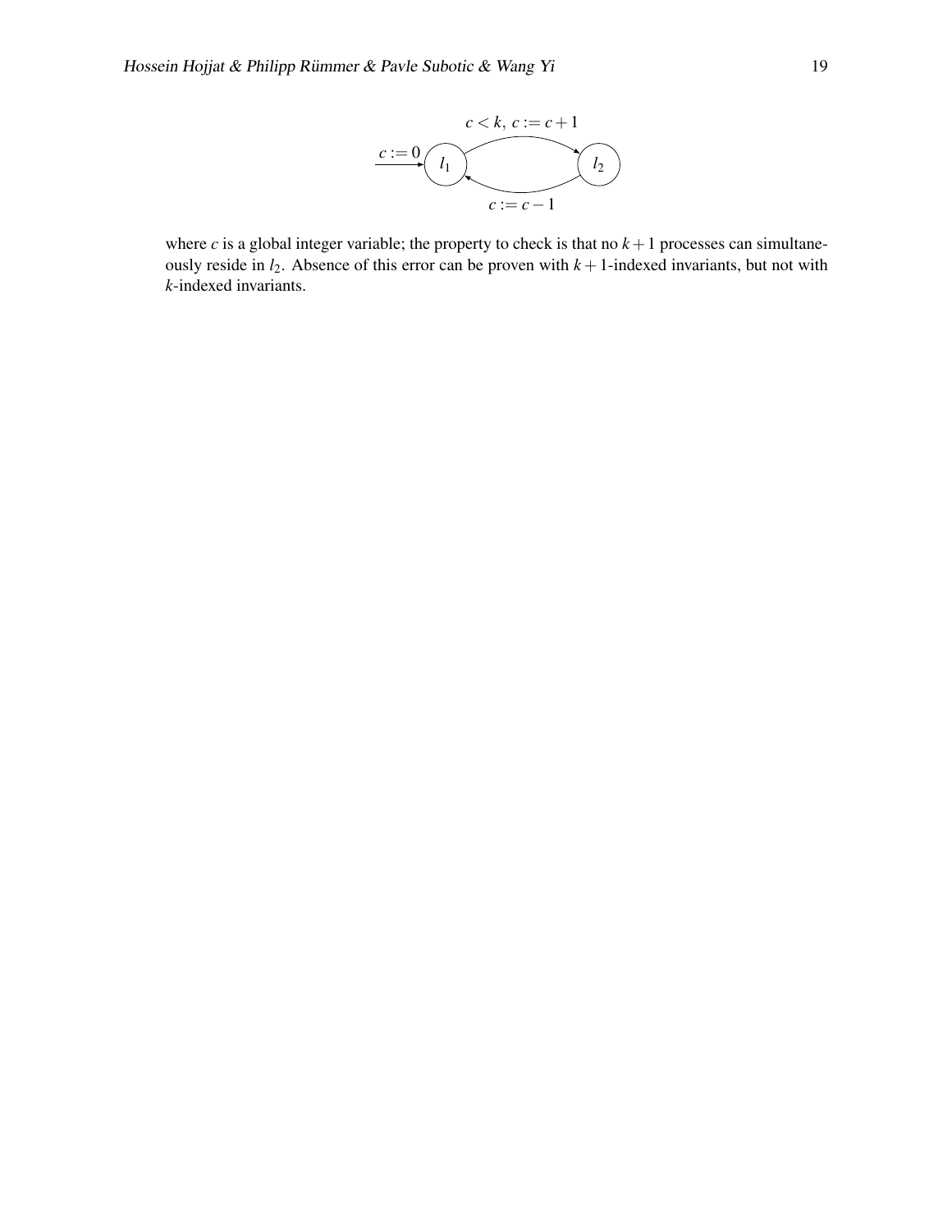where $c$ is a global integer variable; the property to check is that no $k+1$ processes can simultaneously reside in $l_2$. Absence of this error can be proven with $k+1$-indexed invariants, but not with $k$-indexed invariants.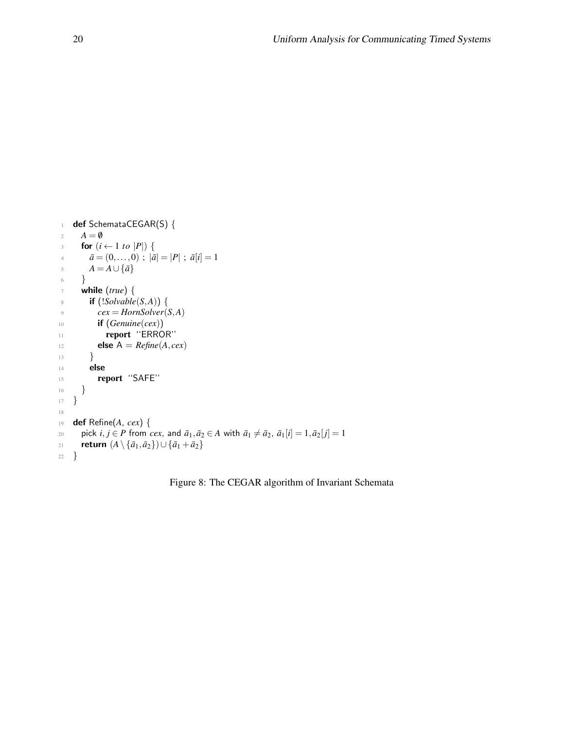```
def SchemataCEGAR(S) {
  A = ∅
  for (i ← 1 to |P|) {
    ā = (0,...,0) ; |ā| = |P| ; ā[i] = 1
    A = A ∪ {ā}
  }
  while (true) {
    if (!Solvable(S,A)) {
      cex = HornSolver(S,A)
      if (Genuine(cex))
        report ''ERROR''
      else A = Refine(A,cex)
    }
    else
      report ''SAFE''
  }
}

def Refine(A, cex) {
  pick i,j ∈ P from cex, and ā1,ā2 ∈ A with ā1 ≠ ā2, ā1[i] = 1,ā2[j] = 1
  return (A \ {ā1,ā2}) ∪ {ā1 + ā2}
}
```

Figure 8: The CEGAR algorithm of Invariant Schemata